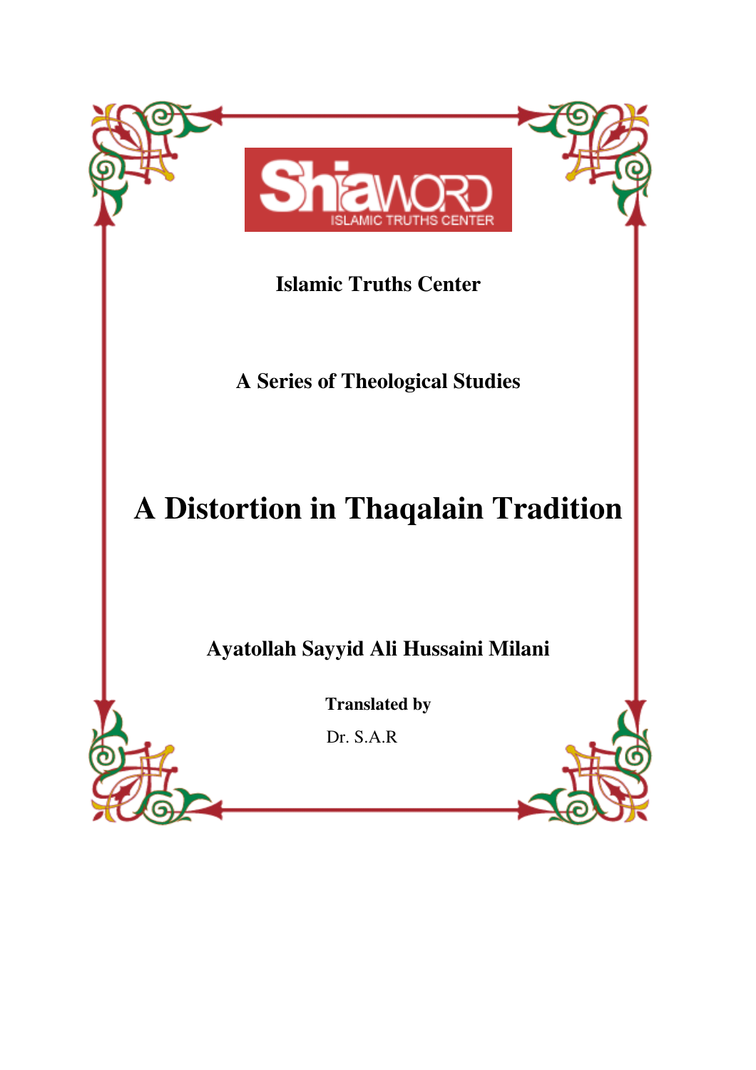ShiaWORD

ISLAMIC TRUTHS CENTER

**Islamic Truths Center**

**A Series of Theological Studies**

# A Distortion in Thaqalain Tradition

**Ayatollah Sayyid Ali Hussaini Milani**

**Translated by**

Dr. S.A.R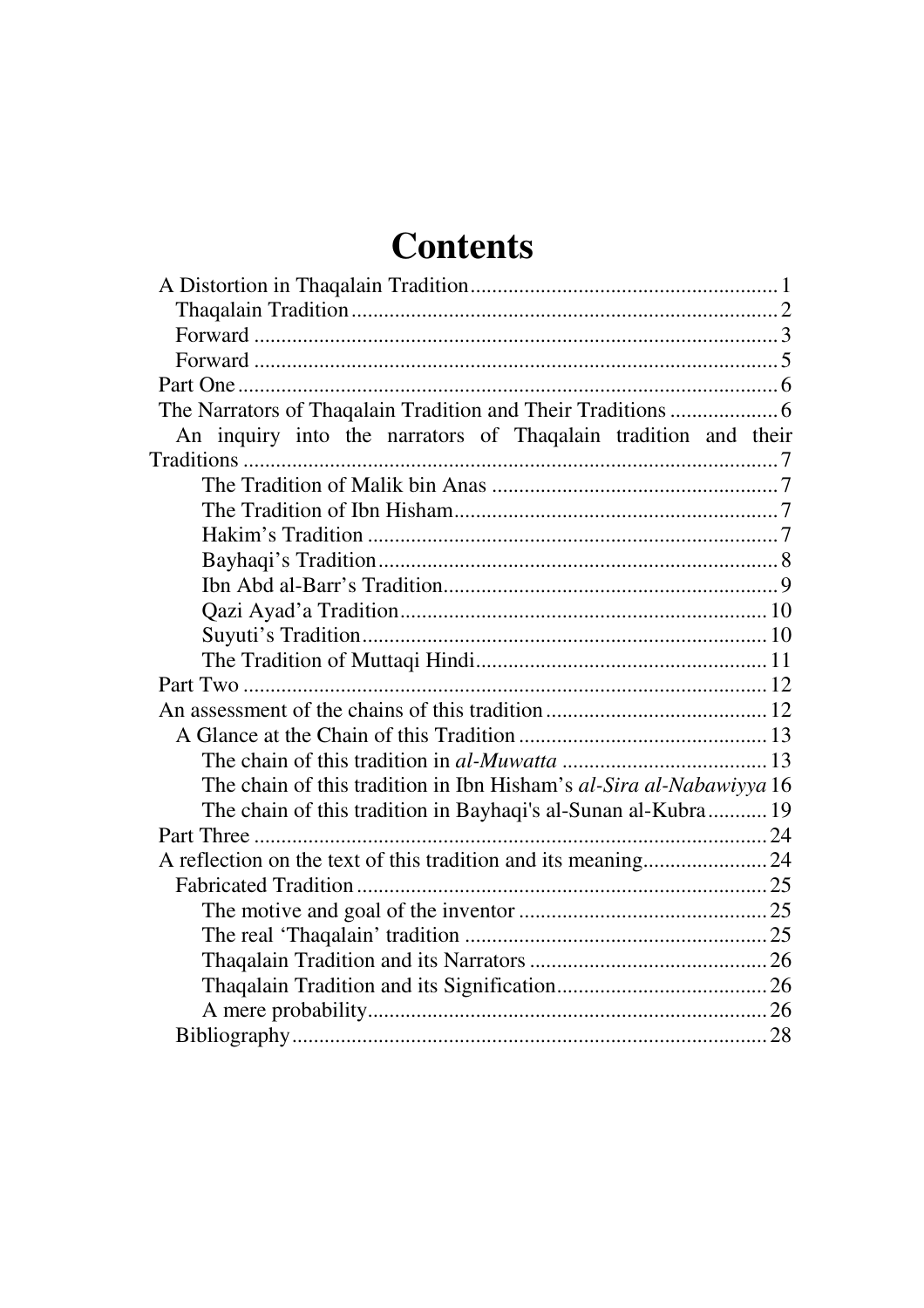# Contents

- A Distortion in Thaqalain Tradition ........ 1
  - Thaqalain Tradition ........ 2
  - Forward ........ 3
  - Forward ........ 5
- Part One ........ 6
- The Narrators of Thaqalain Tradition and Their Traditions ........ 6
  - An inquiry into the narrators of Thaqalain tradition and their Traditions ........ 7
    - The Tradition of Malik bin Anas ........ 7
    - The Tradition of Ibn Hisham ........ 7
    - Hakim's Tradition ........ 7
    - Bayhaqi's Tradition ........ 8
    - Ibn Abd al-Barr's Tradition ........ 9
    - Qazi Ayad'a Tradition ........ 10
    - Suyuti's Tradition ........ 10
    - The Tradition of Muttaqi Hindi ........ 11
- Part Two ........ 12
- An assessment of the chains of this tradition ........ 12
  - A Glance at the Chain of this Tradition ........ 13
    - The chain of this tradition in *al-Muwatta* ........ 13
    - The chain of this tradition in Ibn Hisham's *al-Sira al-Nabawiyya* ........ 16
    - The chain of this tradition in Bayhaqi's al-Sunan al-Kubra ........ 19
- Part Three ........ 24
- A reflection on the text of this tradition and its meaning ........ 24
  - Fabricated Tradition ........ 25
    - The motive and goal of the inventor ........ 25
    - The real 'Thaqalain' tradition ........ 25
    - Thaqalain Tradition and its Narrators ........ 26
    - Thaqalain Tradition and its Signification ........ 26
    - A mere probability ........ 26
  - Bibliography ........ 28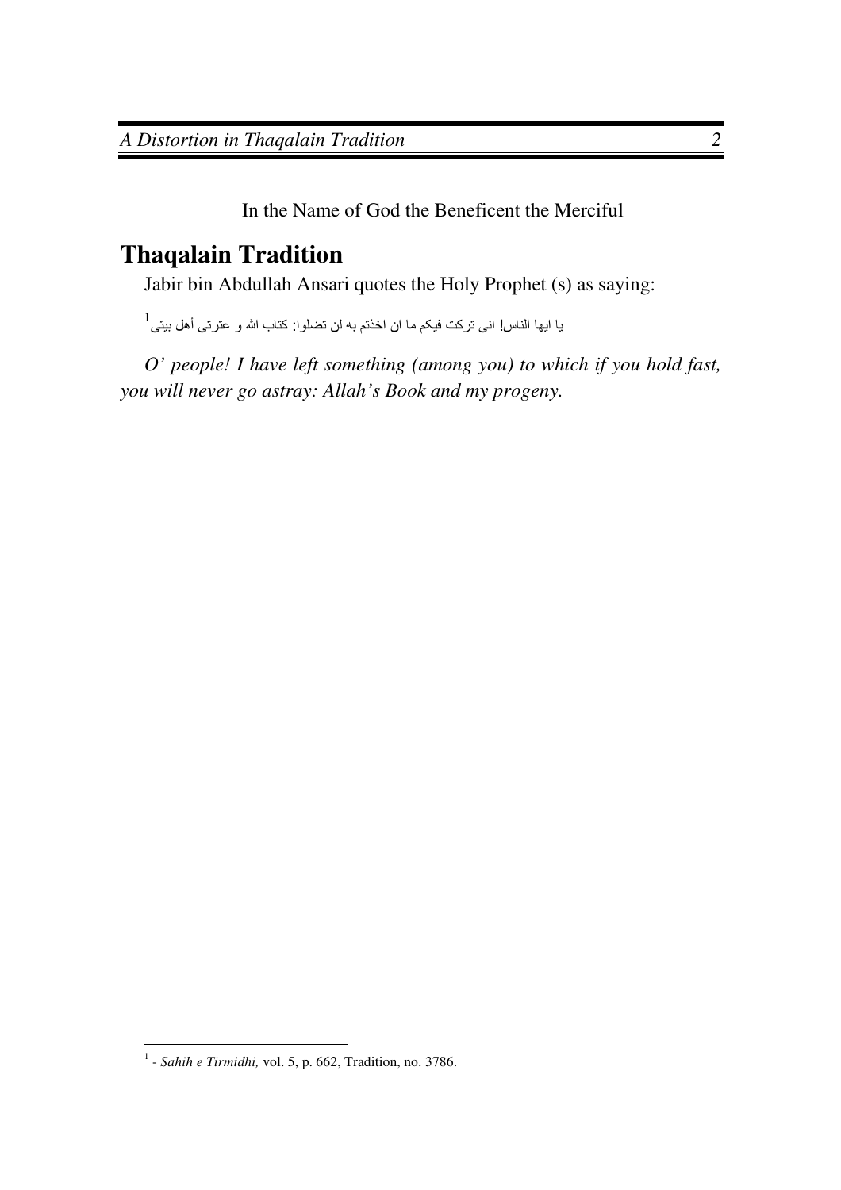In the Name of God the Beneficent the Merciful

# Thaqalain Tradition

Jabir bin Abdullah Ansari quotes the Holy Prophet (s) as saying:

یا ایها الناس! انی ترکت فیکم ما ان اخذتم به لن تضلوا: کتاب الله و عترتی أهل بیتی[1]

*O' people! I have left something (among you) to which if you hold fast, you will never go astray: Allah's Book and my progeny.*

---

[1] - *Sahih e Tirmidhi,* vol. 5, p. 662, Tradition, no. 3786.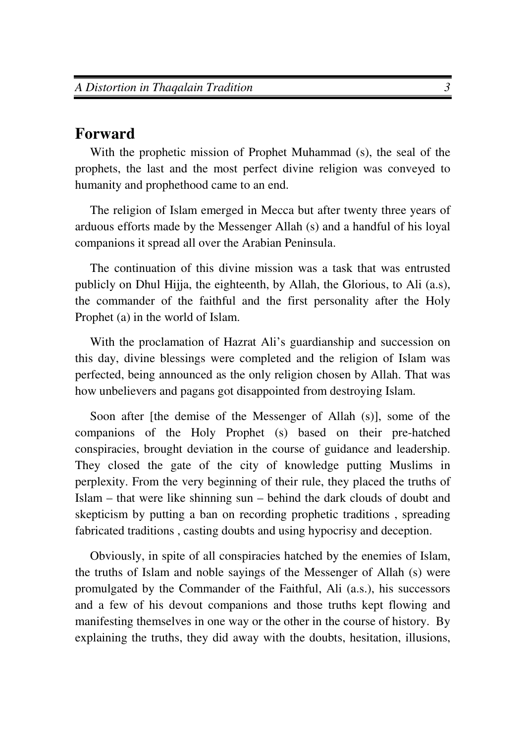## Forward

With the prophetic mission of Prophet Muhammad (s), the seal of the prophets, the last and the most perfect divine religion was conveyed to humanity and prophethood came to an end.

The religion of Islam emerged in Mecca but after twenty three years of arduous efforts made by the Messenger Allah (s) and a handful of his loyal companions it spread all over the Arabian Peninsula.

The continuation of this divine mission was a task that was entrusted publicly on Dhul Hijja, the eighteenth, by Allah, the Glorious, to Ali (a.s), the commander of the faithful and the first personality after the Holy Prophet (a) in the world of Islam.

With the proclamation of Hazrat Ali's guardianship and succession on this day, divine blessings were completed and the religion of Islam was perfected, being announced as the only religion chosen by Allah. That was how unbelievers and pagans got disappointed from destroying Islam.

Soon after [the demise of the Messenger of Allah (s)], some of the companions of the Holy Prophet (s) based on their pre-hatched conspiracies, brought deviation in the course of guidance and leadership. They closed the gate of the city of knowledge putting Muslims in perplexity. From the very beginning of their rule, they placed the truths of Islam – that were like shinning sun – behind the dark clouds of doubt and skepticism by putting a ban on recording prophetic traditions , spreading fabricated traditions , casting doubts and using hypocrisy and deception.

Obviously, in spite of all conspiracies hatched by the enemies of Islam, the truths of Islam and noble sayings of the Messenger of Allah (s) were promulgated by the Commander of the Faithful, Ali (a.s.), his successors and a few of his devout companions and those truths kept flowing and manifesting themselves in one way or the other in the course of history. By explaining the truths, they did away with the doubts, hesitation, illusions,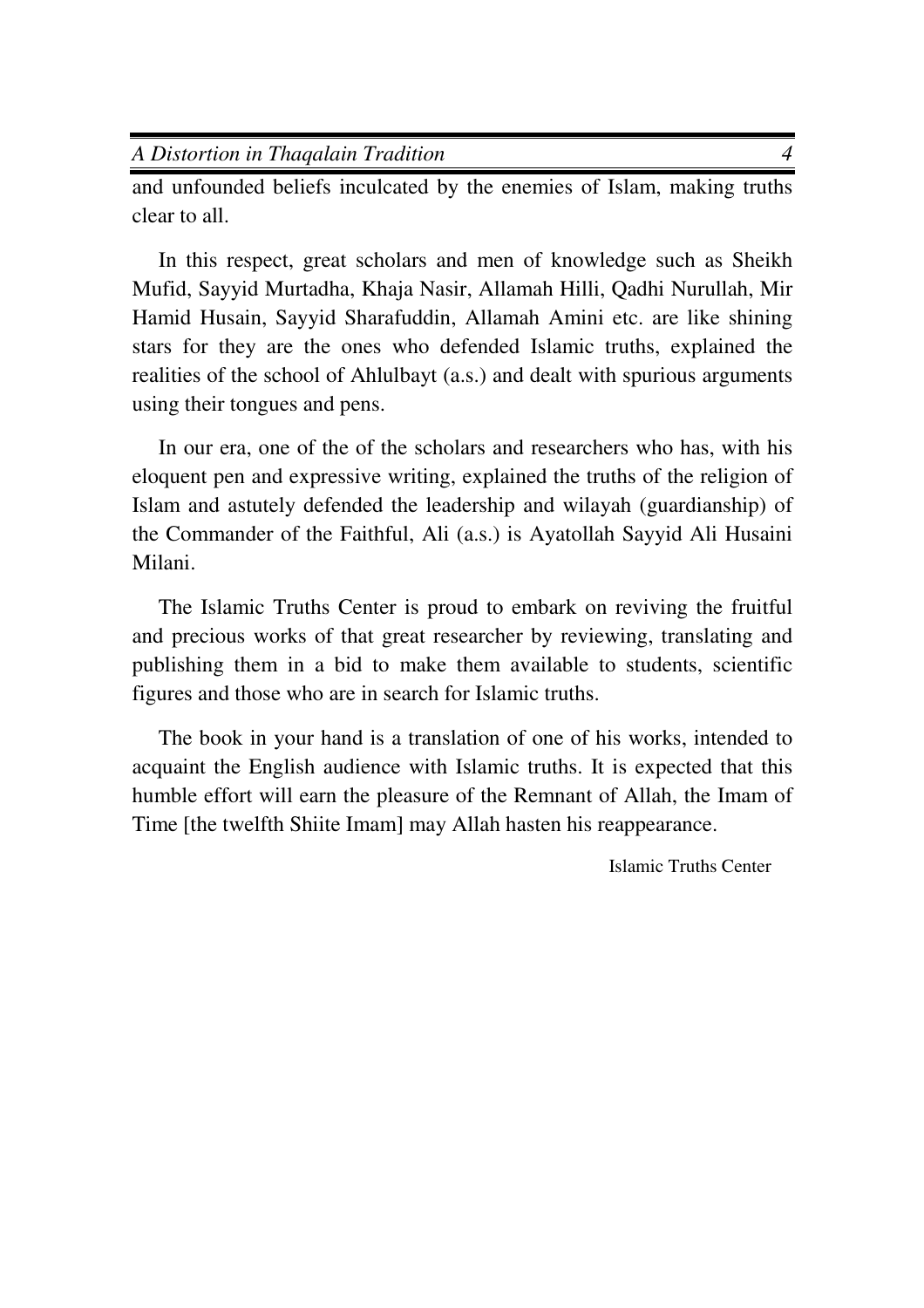and unfounded beliefs inculcated by the enemies of Islam, making truths clear to all.

In this respect, great scholars and men of knowledge such as Sheikh Mufid, Sayyid Murtadha, Khaja Nasir, Allamah Hilli, Qadhi Nurullah, Mir Hamid Husain, Sayyid Sharafuddin, Allamah Amini etc. are like shining stars for they are the ones who defended Islamic truths, explained the realities of the school of Ahlulbayt (a.s.) and dealt with spurious arguments using their tongues and pens.

In our era, one of the of the scholars and researchers who has, with his eloquent pen and expressive writing, explained the truths of the religion of Islam and astutely defended the leadership and wilayah (guardianship) of the Commander of the Faithful, Ali (a.s.) is Ayatollah Sayyid Ali Husaini Milani.

The Islamic Truths Center is proud to embark on reviving the fruitful and precious works of that great researcher by reviewing, translating and publishing them in a bid to make them available to students, scientific figures and those who are in search for Islamic truths.

The book in your hand is a translation of one of his works, intended to acquaint the English audience with Islamic truths. It is expected that this humble effort will earn the pleasure of the Remnant of Allah, the Imam of Time [the twelfth Shiite Imam] may Allah hasten his reappearance.

Islamic Truths Center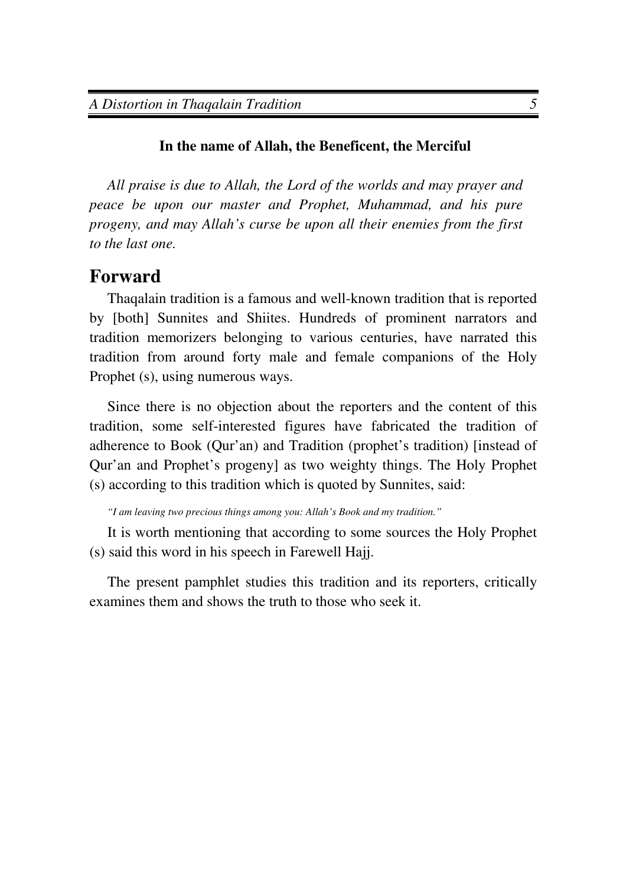**In the name of Allah, the Beneficent, the Merciful**

*All praise is due to Allah, the Lord of the worlds and may prayer and peace be upon our master and Prophet, Muhammad, and his pure progeny, and may Allah's curse be upon all their enemies from the first to the last one.*

## Forward

Thaqalain tradition is a famous and well-known tradition that is reported by [both] Sunnites and Shiites. Hundreds of prominent narrators and tradition memorizers belonging to various centuries, have narrated this tradition from around forty male and female companions of the Holy Prophet (s), using numerous ways.

Since there is no objection about the reporters and the content of this tradition, some self-interested figures have fabricated the tradition of adherence to Book (Qur'an) and Tradition (prophet's tradition) [instead of Qur'an and Prophet's progeny] as two weighty things. The Holy Prophet (s) according to this tradition which is quoted by Sunnites, said:

*"I am leaving two precious things among you: Allah's Book and my tradition."*

It is worth mentioning that according to some sources the Holy Prophet (s) said this word in his speech in Farewell Hajj.

The present pamphlet studies this tradition and its reporters, critically examines them and shows the truth to those who seek it.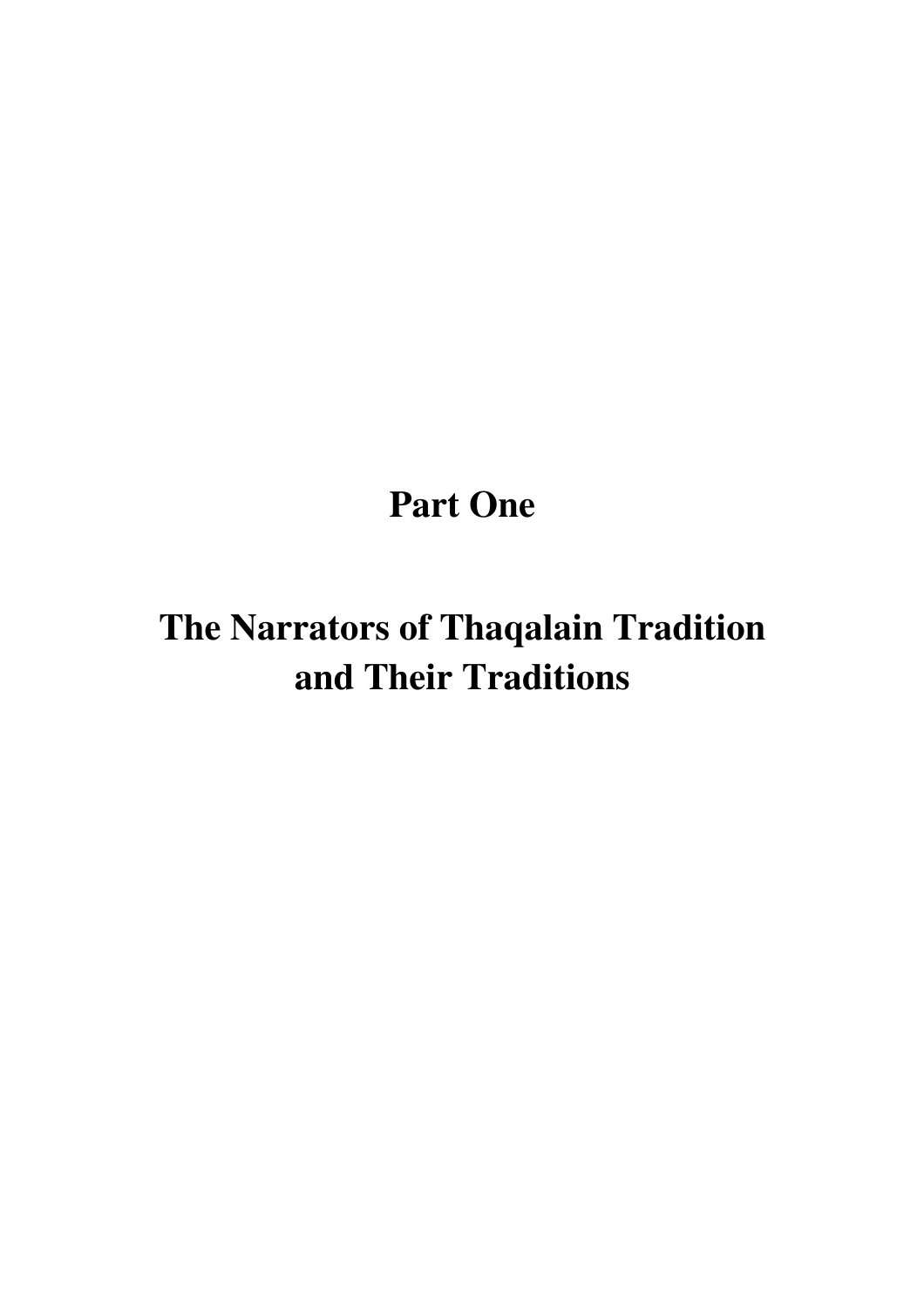# Part One

# The Narrators of Thaqalain Tradition and Their Traditions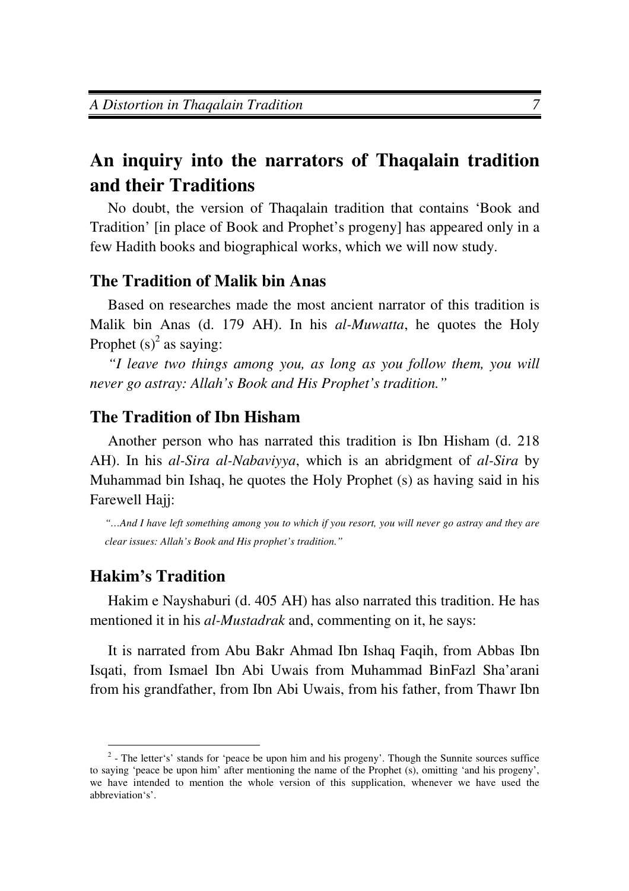## An inquiry into the narrators of Thaqalain tradition and their Traditions

No doubt, the version of Thaqalain tradition that contains 'Book and Tradition' [in place of Book and Prophet's progeny] has appeared only in a few Hadith books and biographical works, which we will now study.

### The Tradition of Malik bin Anas

Based on researches made the most ancient narrator of this tradition is Malik bin Anas (d. 179 AH). In his *al-Muwatta*, he quotes the Holy Prophet (s)[2] as saying:

*"I leave two things among you, as long as you follow them, you will never go astray: Allah's Book and His Prophet's tradition."*

### The Tradition of Ibn Hisham

Another person who has narrated this tradition is Ibn Hisham (d. 218 AH). In his *al-Sira al-Nabaviyya*, which is an abridgment of *al-Sira* by Muhammad bin Ishaq, he quotes the Holy Prophet (s) as having said in his Farewell Hajj:

*"…And I have left something among you to which if you resort, you will never go astray and they are clear issues: Allah's Book and His prophet's tradition."*

### Hakim's Tradition

Hakim e Nayshaburi (d. 405 AH) has also narrated this tradition. He has mentioned it in his *al-Mustadrak* and, commenting on it, he says:

It is narrated from Abu Bakr Ahmad Ibn Ishaq Faqih, from Abbas Ibn Isqati, from Ismael Ibn Abi Uwais from Muhammad BinFazl Sha'arani from his grandfather, from Ibn Abi Uwais, from his father, from Thawr Ibn

---

[2] - The letter's' stands for 'peace be upon him and his progeny'. Though the Sunnite sources suffice to saying 'peace be upon him' after mentioning the name of the Prophet (s), omitting 'and his progeny', we have intended to mention the whole version of this supplication, whenever we have used the abbreviation's'.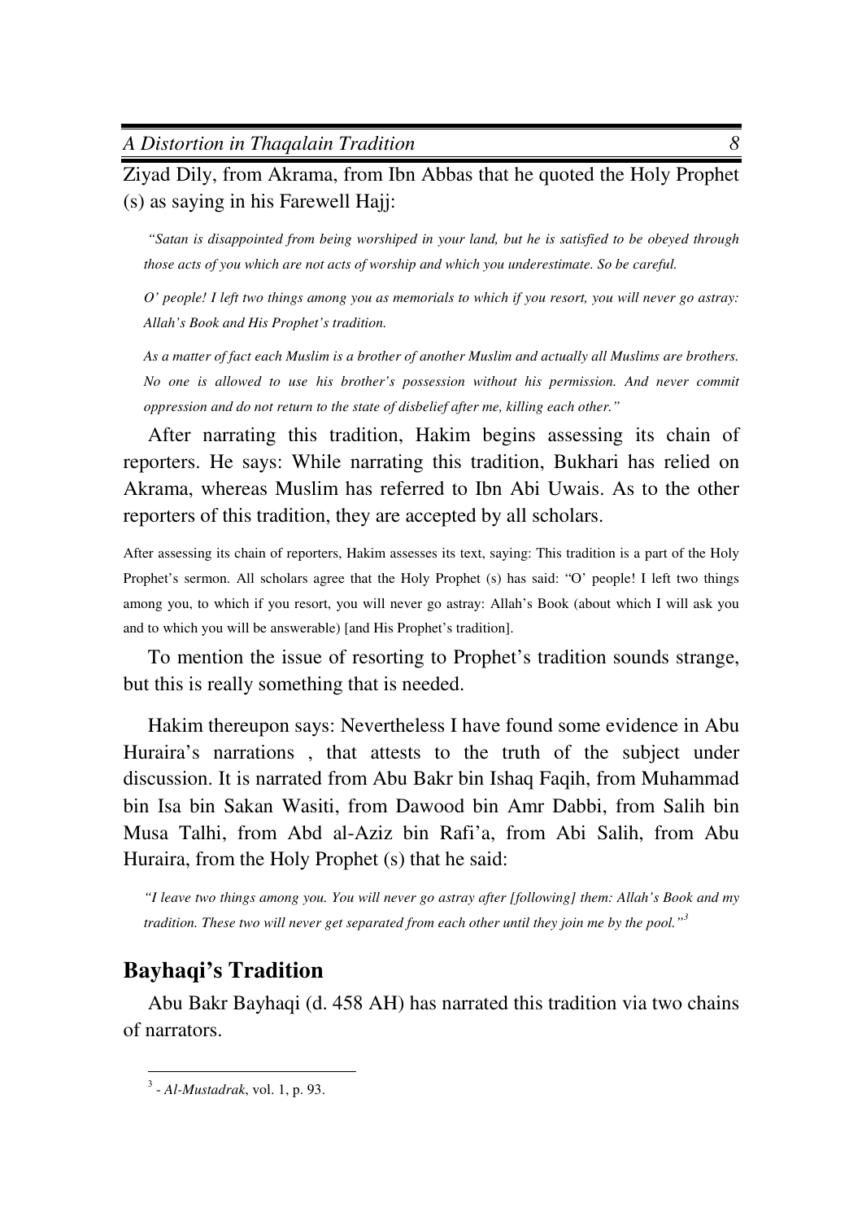Ziyad Dily, from Akrama, from Ibn Abbas that he quoted the Holy Prophet (s) as saying in his Farewell Hajj:

*"Satan is disappointed from being worshiped in your land, but he is satisfied to be obeyed through those acts of you which are not acts of worship and which you underestimate. So be careful.*

*O' people! I left two things among you as memorials to which if you resort, you will never go astray: Allah's Book and His Prophet's tradition.*

*As a matter of fact each Muslim is a brother of another Muslim and actually all Muslims are brothers. No one is allowed to use his brother's possession without his permission. And never commit oppression and do not return to the state of disbelief after me, killing each other."*

After narrating this tradition, Hakim begins assessing its chain of reporters. He says: While narrating this tradition, Bukhari has relied on Akrama, whereas Muslim has referred to Ibn Abi Uwais. As to the other reporters of this tradition, they are accepted by all scholars.

After assessing its chain of reporters, Hakim assesses its text, saying: This tradition is a part of the Holy Prophet's sermon. All scholars agree that the Holy Prophet (s) has said: "O' people! I left two things among you, to which if you resort, you will never go astray: Allah's Book (about which I will ask you and to which you will be answerable) [and His Prophet's tradition].

To mention the issue of resorting to Prophet's tradition sounds strange, but this is really something that is needed.

Hakim thereupon says: Nevertheless I have found some evidence in Abu Huraira's narrations , that attests to the truth of the subject under discussion. It is narrated from Abu Bakr bin Ishaq Faqih, from Muhammad bin Isa bin Sakan Wasiti, from Dawood bin Amr Dabbi, from Salih bin Musa Talhi, from Abd al-Aziz bin Rafi'a, from Abi Salih, from Abu Huraira, from the Holy Prophet (s) that he said:

*"I leave two things among you. You will never go astray after [following] them: Allah's Book and my tradition. These two will never get separated from each other until they join me by the pool."*[3]

## Bayhaqi's Tradition

Abu Bakr Bayhaqi (d. 458 AH) has narrated this tradition via two chains of narrators.

---

[3] - *Al-Mustadrak*, vol. 1, p. 93.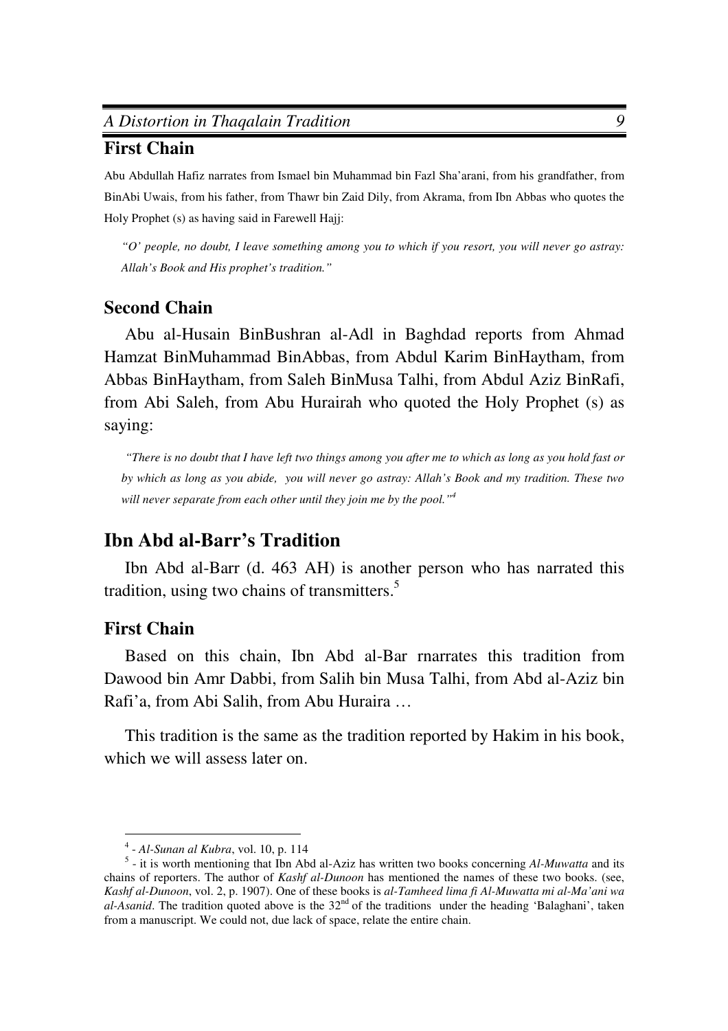## First Chain

Abu Abdullah Hafiz narrates from Ismael bin Muhammad bin Fazl Sha'arani, from his grandfather, from BinAbi Uwais, from his father, from Thawr bin Zaid Dily, from Akrama, from Ibn Abbas who quotes the Holy Prophet (s) as having said in Farewell Hajj:

*"O' people, no doubt, I leave something among you to which if you resort, you will never go astray: Allah's Book and His prophet's tradition."*

## Second Chain

Abu al-Husain BinBushran al-Adl in Baghdad reports from Ahmad Hamzat BinMuhammad BinAbbas, from Abdul Karim BinHaytham, from Abbas BinHaytham, from Saleh BinMusa Talhi, from Abdul Aziz BinRafi, from Abi Saleh, from Abu Hurairah who quoted the Holy Prophet (s) as saying:

*"There is no doubt that I have left two things among you after me to which as long as you hold fast or by which as long as you abide, you will never go astray: Allah's Book and my tradition. These two will never separate from each other until they join me by the pool."*[4]

# Ibn Abd al-Barr's Tradition

Ibn Abd al-Barr (d. 463 AH) is another person who has narrated this tradition, using two chains of transmitters.[5]

## First Chain

Based on this chain, Ibn Abd al-Bar rnarrates this tradition from Dawood bin Amr Dabbi, from Salih bin Musa Talhi, from Abd al-Aziz bin Rafi'a, from Abi Salih, from Abu Huraira …

This tradition is the same as the tradition reported by Hakim in his book, which we will assess later on.

---

[4] - *Al-Sunan al Kubra*, vol. 10, p. 114

[5] - it is worth mentioning that Ibn Abd al-Aziz has written two books concerning *Al-Muwatta* and its chains of reporters. The author of *Kashf al-Dunoon* has mentioned the names of these two books. (see, *Kashf al-Dunoon*, vol. 2, p. 1907). One of these books is *al-Tamheed lima fi Al-Muwatta mi al-Ma'ani wa al-Asanid*. The tradition quoted above is the 32nd of the traditions under the heading 'Balaghani', taken from a manuscript. We could not, due lack of space, relate the entire chain.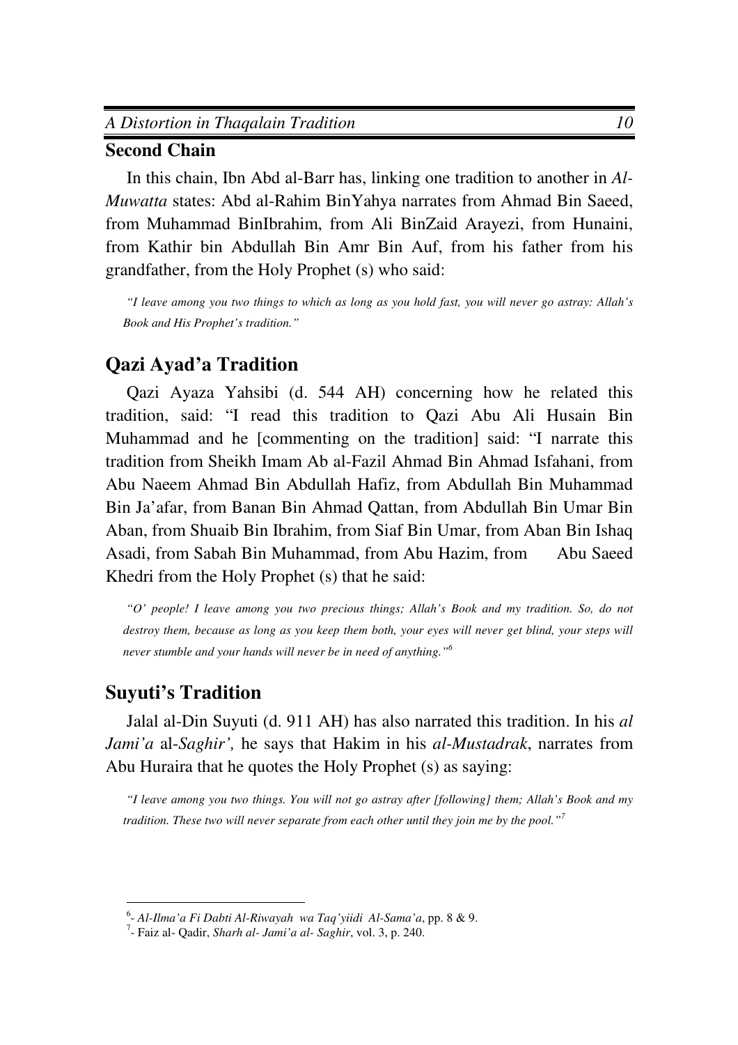## Second Chain

In this chain, Ibn Abd al-Barr has, linking one tradition to another in *Al-Muwatta* states: Abd al-Rahim BinYahya narrates from Ahmad Bin Saeed, from Muhammad BinIbrahim, from Ali BinZaid Arayezi, from Hunaini, from Kathir bin Abdullah Bin Amr Bin Auf, from his father from his grandfather, from the Holy Prophet (s) who said:

*"I leave among you two things to which as long as you hold fast, you will never go astray: Allah's Book and His Prophet's tradition."*

## Qazi Ayad'a Tradition

Qazi Ayaza Yahsibi (d. 544 AH) concerning how he related this tradition, said: "I read this tradition to Qazi Abu Ali Husain Bin Muhammad and he [commenting on the tradition] said: "I narrate this tradition from Sheikh Imam Ab al-Fazil Ahmad Bin Ahmad Isfahani, from Abu Naeem Ahmad Bin Abdullah Hafiz, from Abdullah Bin Muhammad Bin Ja'afar, from Banan Bin Ahmad Qattan, from Abdullah Bin Umar Bin Aban, from Shuaib Bin Ibrahim, from Siaf Bin Umar, from Aban Bin Ishaq Asadi, from Sabah Bin Muhammad, from Abu Hazim, from Abu Saeed Khedri from the Holy Prophet (s) that he said:

*"O' people! I leave among you two precious things; Allah's Book and my tradition. So, do not destroy them, because as long as you keep them both, your eyes will never get blind, your steps will never stumble and your hands will never be in need of anything."*[6]

## Suyuti's Tradition

Jalal al-Din Suyuti (d. 911 AH) has also narrated this tradition. In his *al Jami'a* al-*Saghir',* he says that Hakim in his *al-Mustadrak*, narrates from Abu Huraira that he quotes the Holy Prophet (s) as saying:

*"I leave among you two things. You will not go astray after [following] them; Allah's Book and my tradition. These two will never separate from each other until they join me by the pool."*[7]

---

[6]- *Al-Ilma'a Fi Dabti Al-Riwayah wa Taq'yiidi Al-Sama'a*, pp. 8 & 9.

[7]- Faiz al- Qadir, *Sharh al- Jami'a al- Saghir*, vol. 3, p. 240.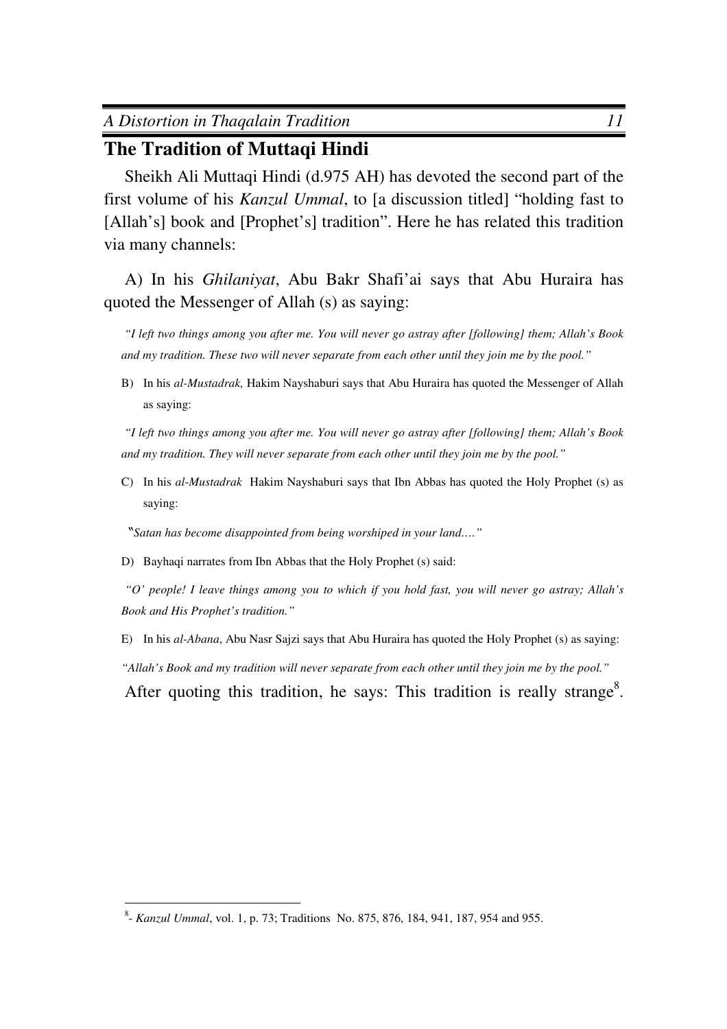## The Tradition of Muttaqi Hindi

Sheikh Ali Muttaqi Hindi (d.975 AH) has devoted the second part of the first volume of his *Kanzul Ummal*, to [a discussion titled] "holding fast to [Allah's] book and [Prophet's] tradition". Here he has related this tradition via many channels:

A) In his *Ghilaniyat*, Abu Bakr Shafi'ai says that Abu Huraira has quoted the Messenger of Allah (s) as saying:

*"I left two things among you after me. You will never go astray after [following] them; Allah's Book and my tradition. These two will never separate from each other until they join me by the pool."*

B) In his *al-Mustadrak,* Hakim Nayshaburi says that Abu Huraira has quoted the Messenger of Allah as saying:

*"I left two things among you after me. You will never go astray after [following] them; Allah's Book and my tradition. They will never separate from each other until they join me by the pool."*

C) In his *al-Mustadrak* Hakim Nayshaburi says that Ibn Abbas has quoted the Holy Prophet (s) as saying:

*"Satan has become disappointed from being worshiped in your land…."*

D) Bayhaqi narrates from Ibn Abbas that the Holy Prophet (s) said:

*"O' people! I leave things among you to which if you hold fast, you will never go astray; Allah's Book and His Prophet's tradition."*

E) In his *al-Abana*, Abu Nasr Sajzi says that Abu Huraira has quoted the Holy Prophet (s) as saying:

*"Allah's Book and my tradition will never separate from each other until they join me by the pool."*

After quoting this tradition, he says: This tradition is really strange[8].

[8]- *Kanzul Ummal*, vol. 1, p. 73; Traditions No. 875, 876, 184, 941, 187, 954 and 955.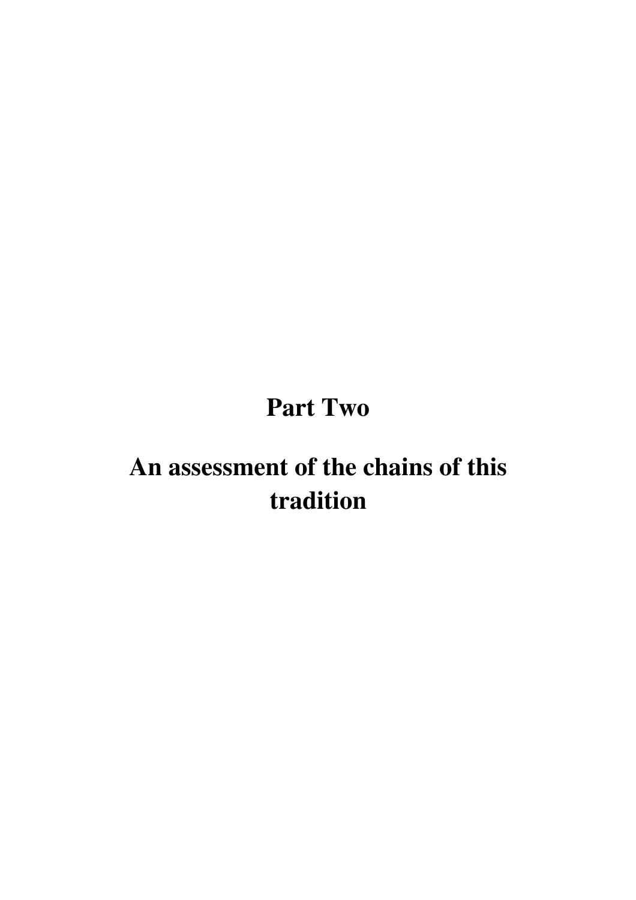# Part Two

# An assessment of the chains of this tradition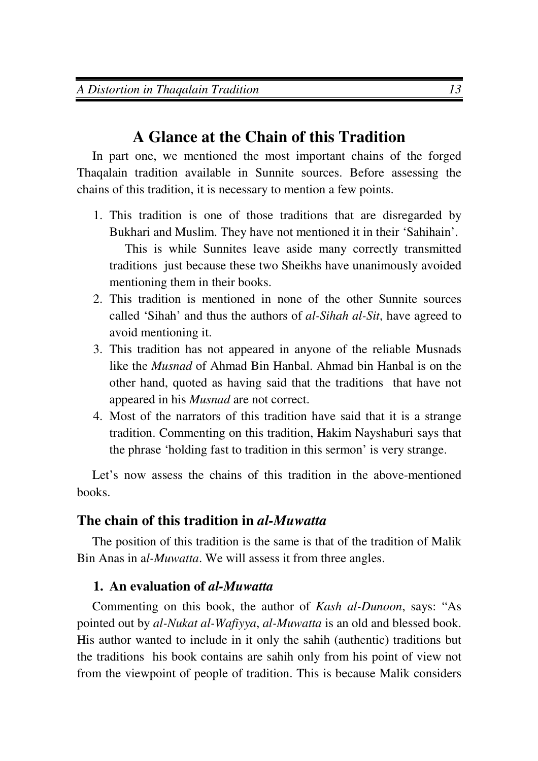## A Glance at the Chain of this Tradition

In part one, we mentioned the most important chains of the forged Thaqalain tradition available in Sunnite sources. Before assessing the chains of this tradition, it is necessary to mention a few points.

1. This tradition is one of those traditions that are disregarded by Bukhari and Muslim. They have not mentioned it in their 'Sahihain'.

   This is while Sunnites leave aside many correctly transmitted traditions just because these two Sheikhs have unanimously avoided mentioning them in their books.
2. This tradition is mentioned in none of the other Sunnite sources called 'Sihah' and thus the authors of *al-Sihah al-Sit*, have agreed to avoid mentioning it.
3. This tradition has not appeared in anyone of the reliable Musnads like the *Musnad* of Ahmad Bin Hanbal. Ahmad bin Hanbal is on the other hand, quoted as having said that the traditions that have not appeared in his *Musnad* are not correct.
4. Most of the narrators of this tradition have said that it is a strange tradition. Commenting on this tradition, Hakim Nayshaburi says that the phrase 'holding fast to tradition in this sermon' is very strange.

Let's now assess the chains of this tradition in the above-mentioned books.

### The chain of this tradition in *al-Muwatta*

The position of this tradition is the same is that of the tradition of Malik Bin Anas in a*l-Muwatta*. We will assess it from three angles.

#### 1. An evaluation of *al-Muwatta*

Commenting on this book, the author of *Kash al-Dunoon*, says: "As pointed out by *al-Nukat al-Wafiyya*, *al-Muwatta* is an old and blessed book. His author wanted to include in it only the sahih (authentic) traditions but the traditions his book contains are sahih only from his point of view not from the viewpoint of people of tradition. This is because Malik considers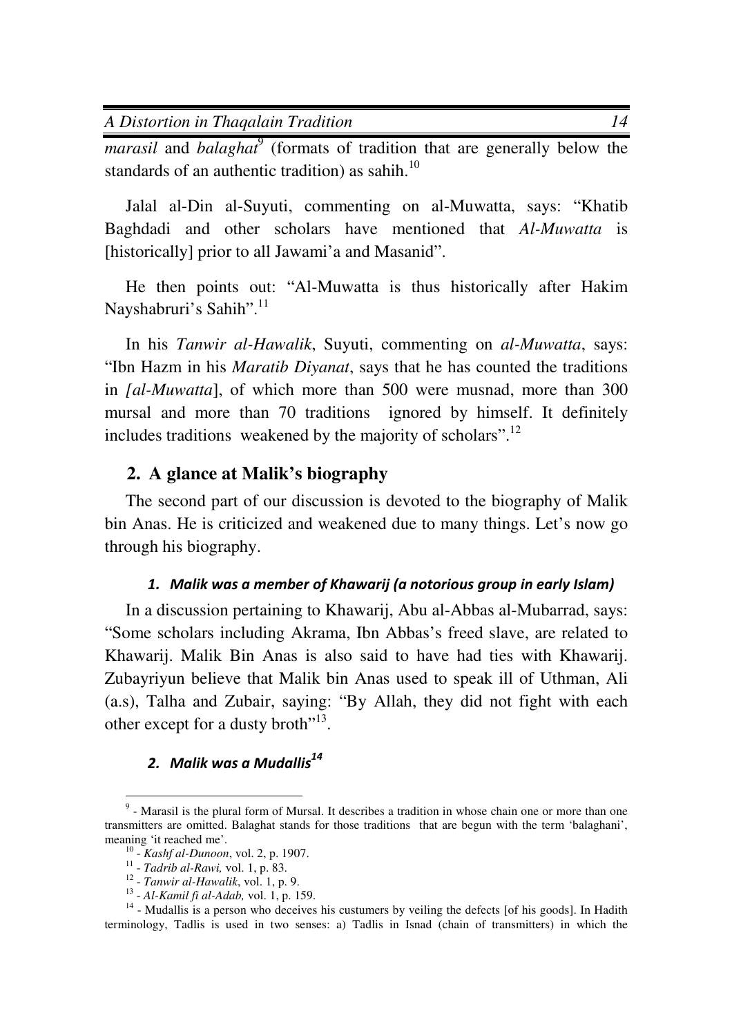*marasil* and *balaghat*[9] (formats of tradition that are generally below the standards of an authentic tradition) as sahih.[10]

Jalal al-Din al-Suyuti, commenting on al-Muwatta, says: "Khatib Baghdadi and other scholars have mentioned that *Al-Muwatta* is [historically] prior to all Jawami'a and Masanid".

He then points out: "Al-Muwatta is thus historically after Hakim Nayshabruri's Sahih".[11]

In his *Tanwir al-Hawalik*, Suyuti, commenting on *al-Muwatta*, says: "Ibn Hazm in his *Maratib Diyanat*, says that he has counted the traditions in *[al-Muwatta*], of which more than 500 were musnad, more than 300 mursal and more than 70 traditions ignored by himself. It definitely includes traditions weakened by the majority of scholars".[12]

## 2. A glance at Malik's biography

The second part of our discussion is devoted to the biography of Malik bin Anas. He is criticized and weakened due to many things. Let's now go through his biography.

### *1. Malik was a member of Khawarij (a notorious group in early Islam)*

In a discussion pertaining to Khawarij, Abu al-Abbas al-Mubarrad, says: "Some scholars including Akrama, Ibn Abbas's freed slave, are related to Khawarij. Malik Bin Anas is also said to have had ties with Khawarij. Zubayriyun believe that Malik bin Anas used to speak ill of Uthman, Ali (a.s), Talha and Zubair, saying: "By Allah, they did not fight with each other except for a dusty broth"[13].

### *2. Malik was a Mudallis[14]*

---

[9] - Marasil is the plural form of Mursal. It describes a tradition in whose chain one or more than one transmitters are omitted. Balaghat stands for those traditions that are begun with the term 'balaghani', meaning 'it reached me'.

[10] - *Kashf al-Dunoon*, vol. 2, p. 1907.

[11] - *Tadrib al-Rawi,* vol. 1, p. 83.

[12] - *Tanwir al-Hawalik*, vol. 1, p. 9.

[13] - *Al-Kamil fi al-Adab,* vol. 1, p. 159.

[14] - Mudallis is a person who deceives his custumers by veiling the defects [of his goods]. In Hadith terminology, Tadlis is used in two senses: a) Tadlis in Isnad (chain of transmitters) in which the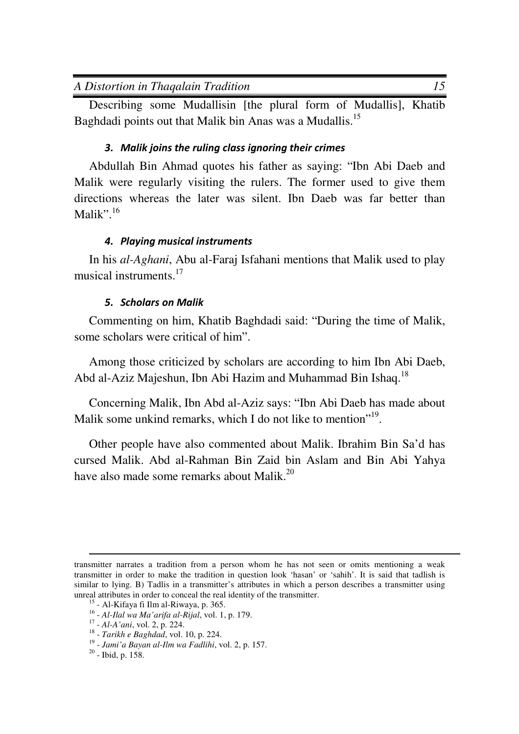Describing some Mudallisin [the plural form of Mudallis], Khatib Baghdadi points out that Malik bin Anas was a Mudallis.[15]

### *3. Malik joins the ruling class ignoring their crimes*

Abdullah Bin Ahmad quotes his father as saying: "Ibn Abi Daeb and Malik were regularly visiting the rulers. The former used to give them directions whereas the later was silent. Ibn Daeb was far better than Malik".[16]

### *4. Playing musical instruments*

In his *al-Aghani*, Abu al-Faraj Isfahani mentions that Malik used to play musical instruments.[17]

### *5. Scholars on Malik*

Commenting on him, Khatib Baghdadi said: "During the time of Malik, some scholars were critical of him".

Among those criticized by scholars are according to him Ibn Abi Daeb, Abd al-Aziz Majeshun, Ibn Abi Hazim and Muhammad Bin Ishaq.[18]

Concerning Malik, Ibn Abd al-Aziz says: "Ibn Abi Daeb has made about Malik some unkind remarks, which I do not like to mention"[19].

Other people have also commented about Malik. Ibrahim Bin Sa'd has cursed Malik. Abd al-Rahman Bin Zaid bin Aslam and Bin Abi Yahya have also made some remarks about Malik.[20]

---

transmitter narrates a tradition from a person whom he has not seen or omits mentioning a weak transmitter in order to make the tradition in question look 'hasan' or 'sahih'. It is said that tadlish is similar to lying. B) Tadlis in a transmitter's attributes in which a person describes a transmitter using unreal attributes in order to conceal the real identity of the transmitter.

[15] - Al-Kifaya fi Ilm al-Riwaya, p. 365.

[16] - *Al-Ilal wa Ma'arifa al-Rijal*, vol. 1, p. 179.

[17] - *Al-A'ani*, vol. 2, p. 224.

[18] - *Tarikh e Baghdad*, vol. 10, p. 224.

[19] - *Jami'a Bayan al-Ilm wa Fadlihi*, vol. 2, p. 157.

[20] - Ibid, p. 158.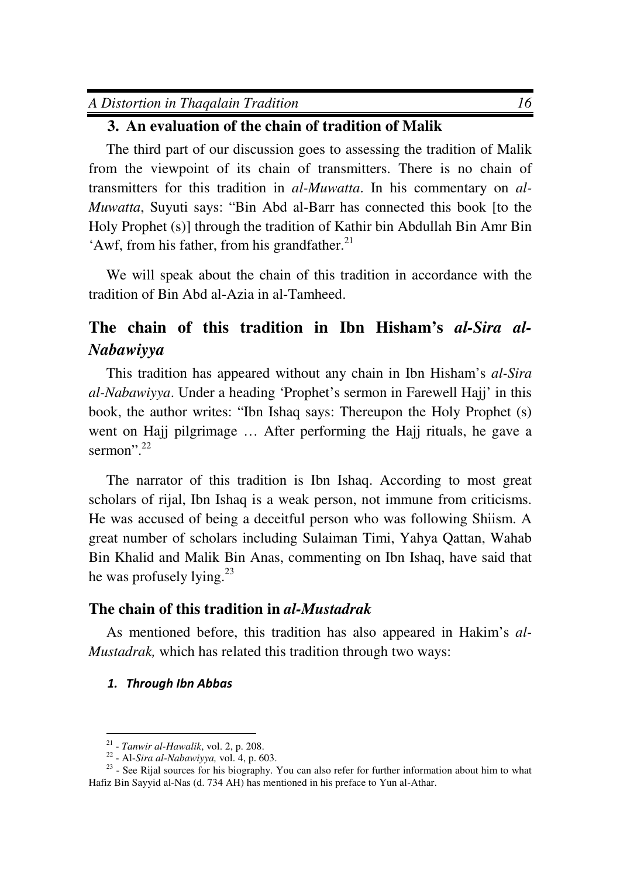## 3. An evaluation of the chain of tradition of Malik

The third part of our discussion goes to assessing the tradition of Malik from the viewpoint of its chain of transmitters. There is no chain of transmitters for this tradition in *al-Muwatta*. In his commentary on *al-Muwatta*, Suyuti says: "Bin Abd al-Barr has connected this book [to the Holy Prophet (s)] through the tradition of Kathir bin Abdullah Bin Amr Bin 'Awf, from his father, from his grandfather.[21]

We will speak about the chain of this tradition in accordance with the tradition of Bin Abd al-Azia in al-Tamheed.

## The chain of this tradition in Ibn Hisham's *al-Sira al-Nabawiyya*

This tradition has appeared without any chain in Ibn Hisham's *al-Sira al-Nabawiyya*. Under a heading 'Prophet's sermon in Farewell Hajj' in this book, the author writes: "Ibn Ishaq says: Thereupon the Holy Prophet (s) went on Hajj pilgrimage … After performing the Hajj rituals, he gave a sermon".[22]

The narrator of this tradition is Ibn Ishaq. According to most great scholars of rijal, Ibn Ishaq is a weak person, not immune from criticisms. He was accused of being a deceitful person who was following Shiism. A great number of scholars including Sulaiman Timi, Yahya Qattan, Wahab Bin Khalid and Malik Bin Anas, commenting on Ibn Ishaq, have said that he was profusely lying.[23]

### The chain of this tradition in *al-Mustadrak*

As mentioned before, this tradition has also appeared in Hakim's *al-Mustadrak,* which has related this tradition through two ways:

1. ***Through Ibn Abbas***

---

[21] - *Tanwir al-Hawalik*, vol. 2, p. 208.

[22] - Al-*Sira al-Nabawiyya,* vol. 4, p. 603.

[23] - See Rijal sources for his biography. You can also refer for further information about him to what Hafiz Bin Sayyid al-Nas (d. 734 AH) has mentioned in his preface to Yun al-Athar.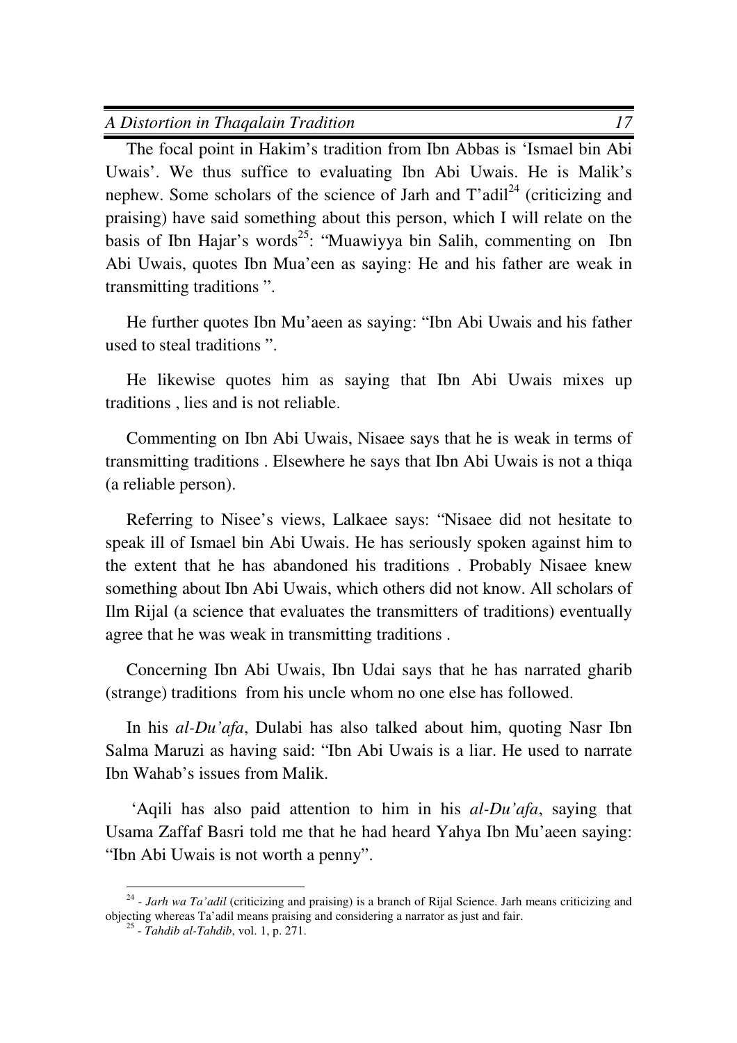The focal point in Hakim's tradition from Ibn Abbas is 'Ismael bin Abi Uwais'. We thus suffice to evaluating Ibn Abi Uwais. He is Malik's nephew. Some scholars of the science of Jarh and T'adil[24] (criticizing and praising) have said something about this person, which I will relate on the basis of Ibn Hajar's words[25]: "Muawiyya bin Salih, commenting on Ibn Abi Uwais, quotes Ibn Mua'een as saying: He and his father are weak in transmitting traditions ".

He further quotes Ibn Mu'aeen as saying: "Ibn Abi Uwais and his father used to steal traditions ".

He likewise quotes him as saying that Ibn Abi Uwais mixes up traditions , lies and is not reliable.

Commenting on Ibn Abi Uwais, Nisaee says that he is weak in terms of transmitting traditions . Elsewhere he says that Ibn Abi Uwais is not a thiqa (a reliable person).

Referring to Nisee's views, Lalkaee says: "Nisaee did not hesitate to speak ill of Ismael bin Abi Uwais. He has seriously spoken against him to the extent that he has abandoned his traditions . Probably Nisaee knew something about Ibn Abi Uwais, which others did not know. All scholars of Ilm Rijal (a science that evaluates the transmitters of traditions) eventually agree that he was weak in transmitting traditions .

Concerning Ibn Abi Uwais, Ibn Udai says that he has narrated gharib (strange) traditions from his uncle whom no one else has followed.

In his *al-Du'afa*, Dulabi has also talked about him, quoting Nasr Ibn Salma Maruzi as having said: "Ibn Abi Uwais is a liar. He used to narrate Ibn Wahab's issues from Malik.

'Aqili has also paid attention to him in his *al-Du'afa*, saying that Usama Zaffaf Basri told me that he had heard Yahya Ibn Mu'aeen saying: "Ibn Abi Uwais is not worth a penny".

---

[24] - *Jarh wa Ta'adil* (criticizing and praising) is a branch of Rijal Science. Jarh means criticizing and objecting whereas Ta'adil means praising and considering a narrator as just and fair.

[25] - *Tahdib al-Tahdib*, vol. 1, p. 271.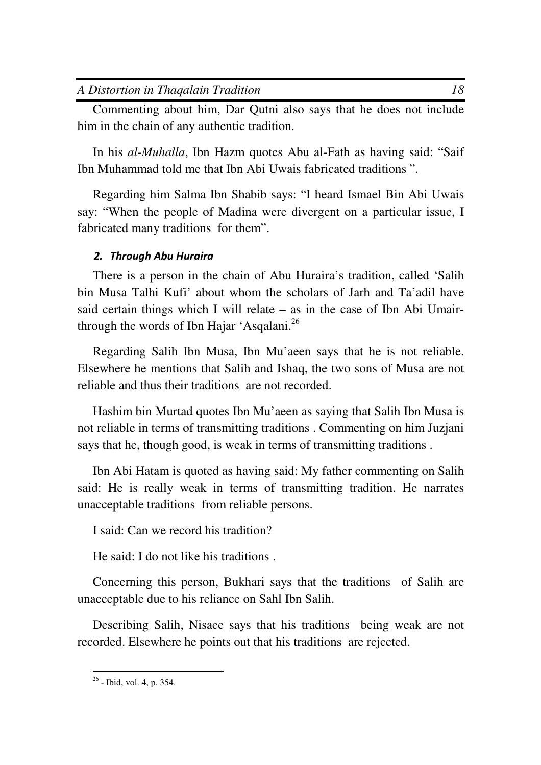Commenting about him, Dar Qutni also says that he does not include him in the chain of any authentic tradition.

In his *al-Muhalla*, Ibn Hazm quotes Abu al-Fath as having said: "Saif Ibn Muhammad told me that Ibn Abi Uwais fabricated traditions ".

Regarding him Salma Ibn Shabib says: "I heard Ismael Bin Abi Uwais say: "When the people of Madina were divergent on a particular issue, I fabricated many traditions for them".

### *2. Through Abu Huraira*

There is a person in the chain of Abu Huraira's tradition, called 'Salih bin Musa Talhi Kufi' about whom the scholars of Jarh and Ta'adil have said certain things which I will relate – as in the case of Ibn Abi Umair- through the words of Ibn Hajar 'Asqalani.[26]

Regarding Salih Ibn Musa, Ibn Mu'aeen says that he is not reliable. Elsewhere he mentions that Salih and Ishaq, the two sons of Musa are not reliable and thus their traditions are not recorded.

Hashim bin Murtad quotes Ibn Mu'aeen as saying that Salih Ibn Musa is not reliable in terms of transmitting traditions . Commenting on him Juzjani says that he, though good, is weak in terms of transmitting traditions .

Ibn Abi Hatam is quoted as having said: My father commenting on Salih said: He is really weak in terms of transmitting tradition. He narrates unacceptable traditions from reliable persons.

I said: Can we record his tradition?

He said: I do not like his traditions .

Concerning this person, Bukhari says that the traditions of Salih are unacceptable due to his reliance on Sahl Ibn Salih.

Describing Salih, Nisaee says that his traditions being weak are not recorded. Elsewhere he points out that his traditions are rejected.

---

[26] - Ibid, vol. 4, p. 354.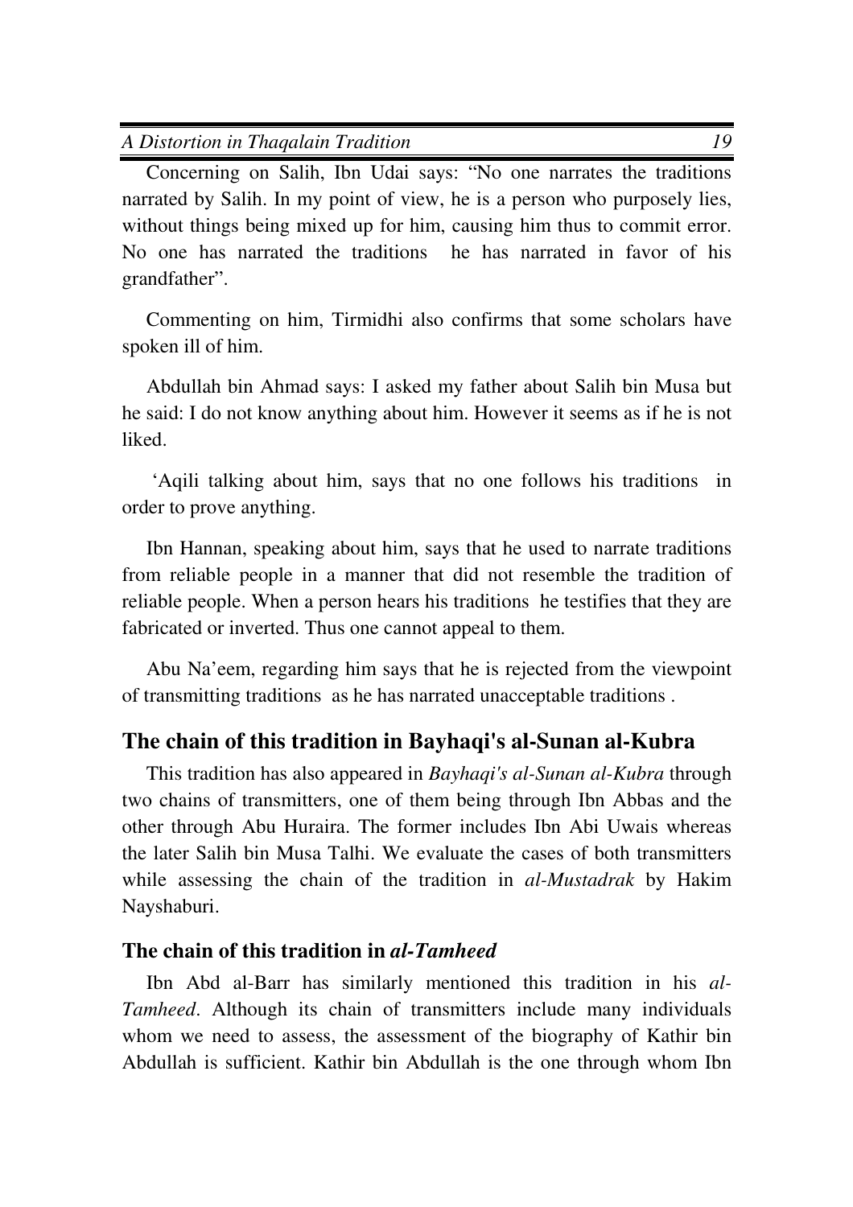Concerning on Salih, Ibn Udai says: "No one narrates the traditions narrated by Salih. In my point of view, he is a person who purposely lies, without things being mixed up for him, causing him thus to commit error. No one has narrated the traditions he has narrated in favor of his grandfather".

Commenting on him, Tirmidhi also confirms that some scholars have spoken ill of him.

Abdullah bin Ahmad says: I asked my father about Salih bin Musa but he said: I do not know anything about him. However it seems as if he is not liked.

'Aqili talking about him, says that no one follows his traditions in order to prove anything.

Ibn Hannan, speaking about him, says that he used to narrate traditions from reliable people in a manner that did not resemble the tradition of reliable people. When a person hears his traditions he testifies that they are fabricated or inverted. Thus one cannot appeal to them.

Abu Na'eem, regarding him says that he is rejected from the viewpoint of transmitting traditions as he has narrated unacceptable traditions .

## The chain of this tradition in Bayhaqi's al-Sunan al-Kubra

This tradition has also appeared in *Bayhaqi's al-Sunan al-Kubra* through two chains of transmitters, one of them being through Ibn Abbas and the other through Abu Huraira. The former includes Ibn Abi Uwais whereas the later Salih bin Musa Talhi. We evaluate the cases of both transmitters while assessing the chain of the tradition in *al-Mustadrak* by Hakim Nayshaburi.

### The chain of this tradition in *al-Tamheed*

Ibn Abd al-Barr has similarly mentioned this tradition in his *al-Tamheed*. Although its chain of transmitters include many individuals whom we need to assess, the assessment of the biography of Kathir bin Abdullah is sufficient. Kathir bin Abdullah is the one through whom Ibn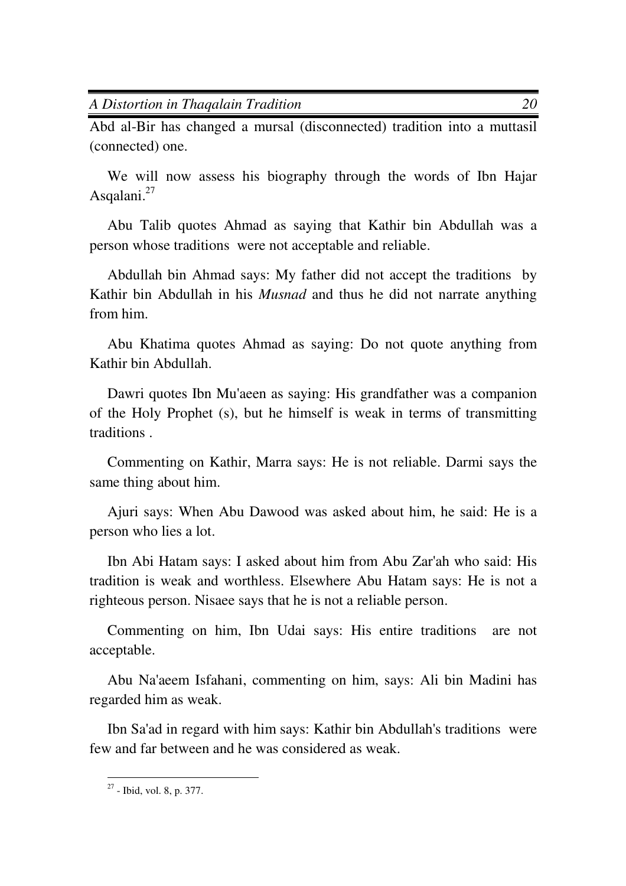Abd al-Bir has changed a mursal (disconnected) tradition into a muttasil (connected) one.

We will now assess his biography through the words of Ibn Hajar Asqalani.[27]

Abu Talib quotes Ahmad as saying that Kathir bin Abdullah was a person whose traditions were not acceptable and reliable.

Abdullah bin Ahmad says: My father did not accept the traditions by Kathir bin Abdullah in his *Musnad* and thus he did not narrate anything from him.

Abu Khatima quotes Ahmad as saying: Do not quote anything from Kathir bin Abdullah.

Dawri quotes Ibn Mu'aeen as saying: His grandfather was a companion of the Holy Prophet (s), but he himself is weak in terms of transmitting traditions .

Commenting on Kathir, Marra says: He is not reliable. Darmi says the same thing about him.

Ajuri says: When Abu Dawood was asked about him, he said: He is a person who lies a lot.

Ibn Abi Hatam says: I asked about him from Abu Zar'ah who said: His tradition is weak and worthless. Elsewhere Abu Hatam says: He is not a righteous person. Nisaee says that he is not a reliable person.

Commenting on him, Ibn Udai says: His entire traditions are not acceptable.

Abu Na'aeem Isfahani, commenting on him, says: Ali bin Madini has regarded him as weak.

Ibn Sa'ad in regard with him says: Kathir bin Abdullah's traditions were few and far between and he was considered as weak.

---

[27] - Ibid, vol. 8, p. 377.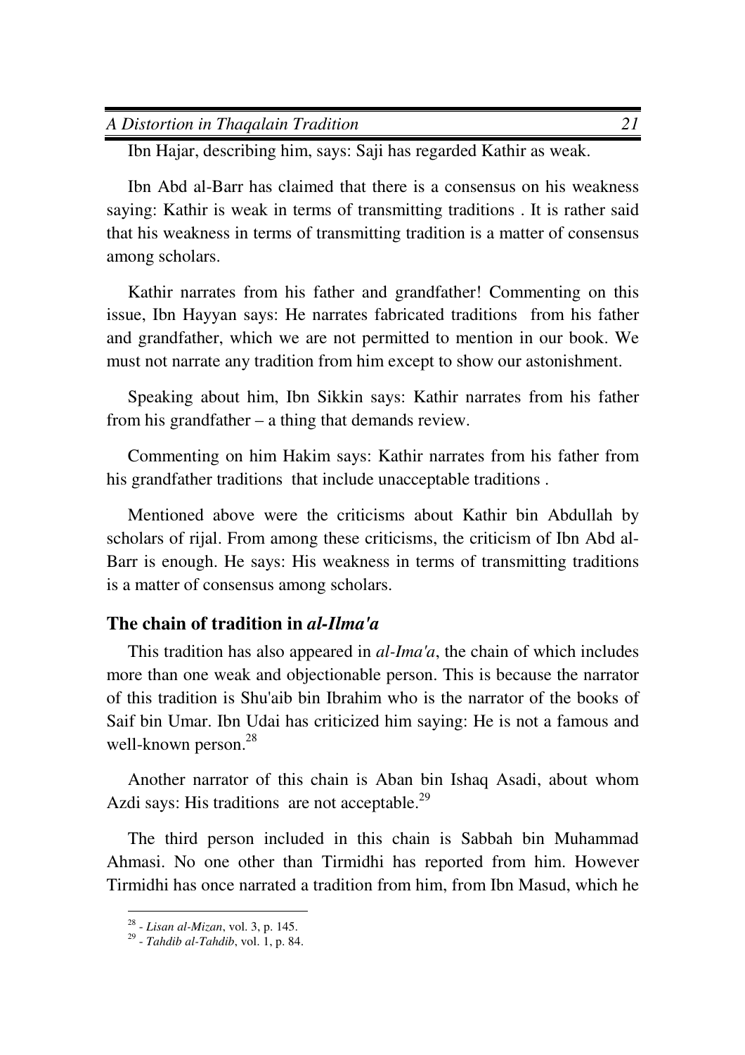Ibn Hajar, describing him, says: Saji has regarded Kathir as weak.

Ibn Abd al-Barr has claimed that there is a consensus on his weakness saying: Kathir is weak in terms of transmitting traditions . It is rather said that his weakness in terms of transmitting tradition is a matter of consensus among scholars.

Kathir narrates from his father and grandfather! Commenting on this issue, Ibn Hayyan says: He narrates fabricated traditions from his father and grandfather, which we are not permitted to mention in our book. We must not narrate any tradition from him except to show our astonishment.

Speaking about him, Ibn Sikkin says: Kathir narrates from his father from his grandfather – a thing that demands review.

Commenting on him Hakim says: Kathir narrates from his father from his grandfather traditions that include unacceptable traditions .

Mentioned above were the criticisms about Kathir bin Abdullah by scholars of rijal. From among these criticisms, the criticism of Ibn Abd al-Barr is enough. He says: His weakness in terms of transmitting traditions is a matter of consensus among scholars.

### The chain of tradition in *al-Ilma'a*

This tradition has also appeared in *al-Ima'a*, the chain of which includes more than one weak and objectionable person. This is because the narrator of this tradition is Shu'aib bin Ibrahim who is the narrator of the books of Saif bin Umar. Ibn Udai has criticized him saying: He is not a famous and well-known person.[28]

Another narrator of this chain is Aban bin Ishaq Asadi, about whom Azdi says: His traditions are not acceptable.[29]

The third person included in this chain is Sabbah bin Muhammad Ahmasi. No one other than Tirmidhi has reported from him. However Tirmidhi has once narrated a tradition from him, from Ibn Masud, which he

---

[28] - *Lisan al-Mizan*, vol. 3, p. 145.

[29] - *Tahdib al-Tahdib*, vol. 1, p. 84.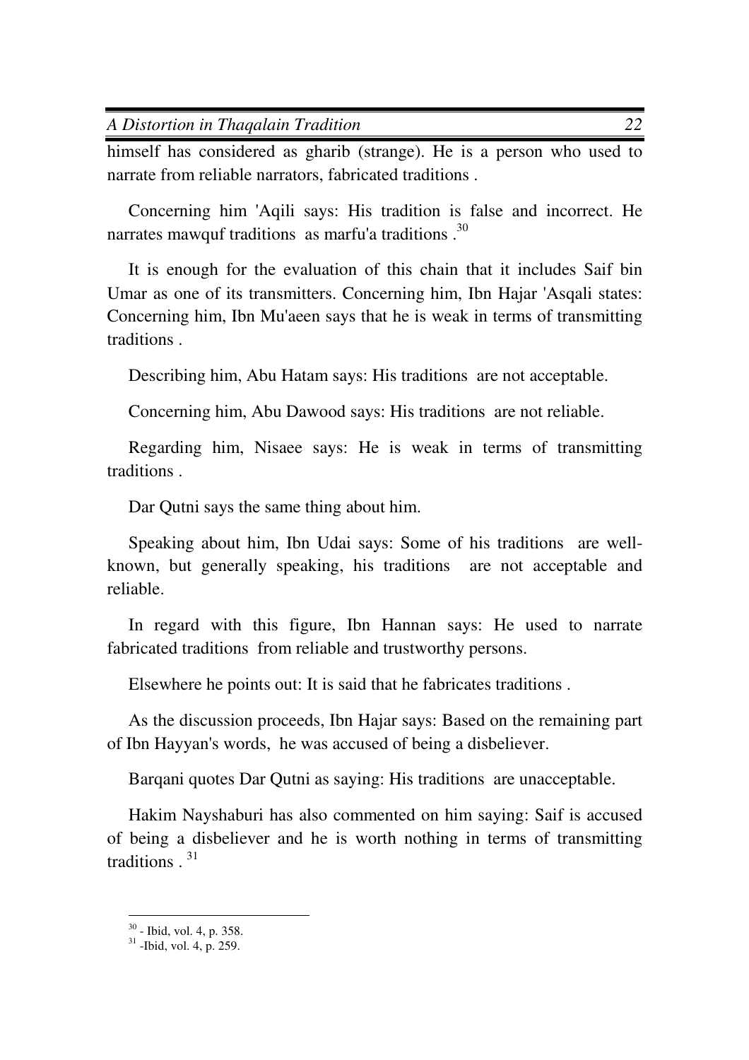himself has considered as gharib (strange). He is a person who used to narrate from reliable narrators, fabricated traditions .

Concerning him 'Aqili says: His tradition is false and incorrect. He narrates mawquf traditions as marfu'a traditions .[30]

It is enough for the evaluation of this chain that it includes Saif bin Umar as one of its transmitters. Concerning him, Ibn Hajar 'Asqali states: Concerning him, Ibn Mu'aeen says that he is weak in terms of transmitting traditions .

Describing him, Abu Hatam says: His traditions are not acceptable.

Concerning him, Abu Dawood says: His traditions are not reliable.

Regarding him, Nisaee says: He is weak in terms of transmitting traditions .

Dar Qutni says the same thing about him.

Speaking about him, Ibn Udai says: Some of his traditions are well-known, but generally speaking, his traditions are not acceptable and reliable.

In regard with this figure, Ibn Hannan says: He used to narrate fabricated traditions from reliable and trustworthy persons.

Elsewhere he points out: It is said that he fabricates traditions .

As the discussion proceeds, Ibn Hajar says: Based on the remaining part of Ibn Hayyan's words, he was accused of being a disbeliever.

Barqani quotes Dar Qutni as saying: His traditions are unacceptable.

Hakim Nayshaburi has also commented on him saying: Saif is accused of being a disbeliever and he is worth nothing in terms of transmitting traditions . [31]

---

[30] - Ibid, vol. 4, p. 358.

[31] -Ibid, vol. 4, p. 259.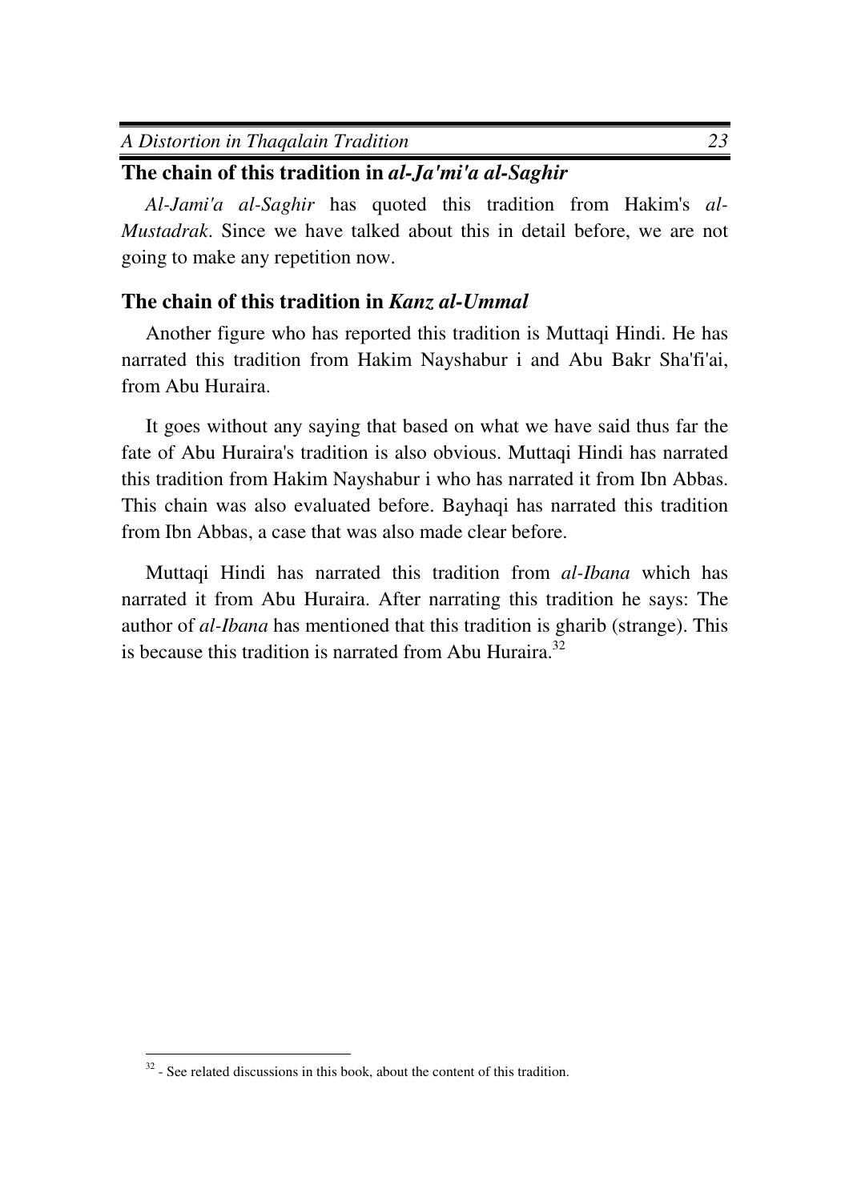## The chain of this tradition in *al-Ja'mi'a al-Saghir*

*Al-Jami'a al-Saghir* has quoted this tradition from Hakim's *al-Mustadrak*. Since we have talked about this in detail before, we are not going to make any repetition now.

## The chain of this tradition in *Kanz al-Ummal*

Another figure who has reported this tradition is Muttaqi Hindi. He has narrated this tradition from Hakim Nayshabur i and Abu Bakr Sha'fi'ai, from Abu Huraira.

It goes without any saying that based on what we have said thus far the fate of Abu Huraira's tradition is also obvious. Muttaqi Hindi has narrated this tradition from Hakim Nayshabur i who has narrated it from Ibn Abbas. This chain was also evaluated before. Bayhaqi has narrated this tradition from Ibn Abbas, a case that was also made clear before.

Muttaqi Hindi has narrated this tradition from *al-Ibana* which has narrated it from Abu Huraira. After narrating this tradition he says: The author of *al-Ibana* has mentioned that this tradition is gharib (strange). This is because this tradition is narrated from Abu Huraira.[32]

---

[32] - See related discussions in this book, about the content of this tradition.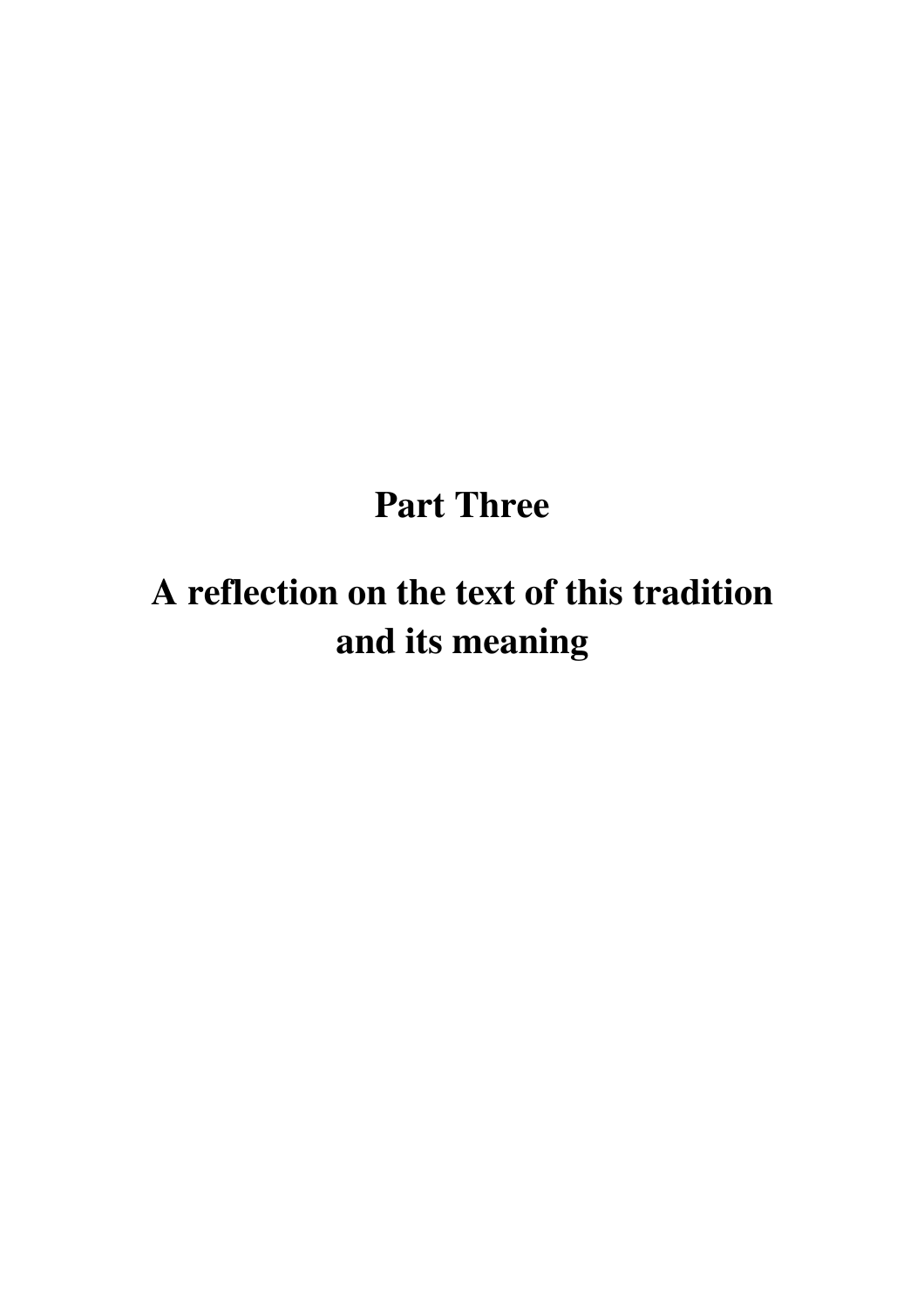# Part Three

# A reflection on the text of this tradition and its meaning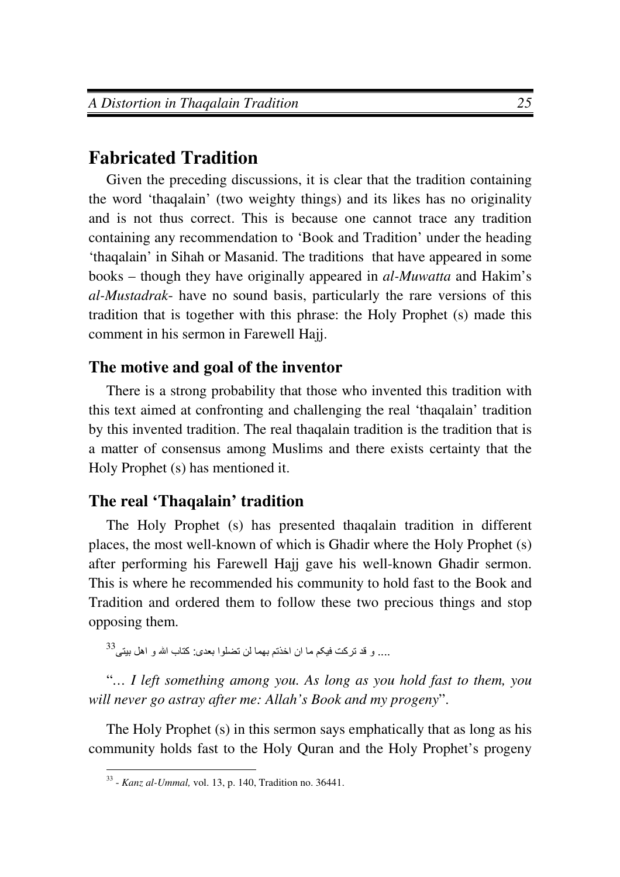## Fabricated Tradition

Given the preceding discussions, it is clear that the tradition containing the word 'thaqalain' (two weighty things) and its likes has no originality and is not thus correct. This is because one cannot trace any tradition containing any recommendation to 'Book and Tradition' under the heading 'thaqalain' in Sihah or Masanid. The traditions that have appeared in some books – though they have originally appeared in *al-Muwatta* and Hakim's *al-Mustadrak-* have no sound basis, particularly the rare versions of this tradition that is together with this phrase: the Holy Prophet (s) made this comment in his sermon in Farewell Hajj.

### The motive and goal of the inventor

There is a strong probability that those who invented this tradition with this text aimed at confronting and challenging the real 'thaqalain' tradition by this invented tradition. The real thaqalain tradition is the tradition that is a matter of consensus among Muslims and there exists certainty that the Holy Prophet (s) has mentioned it.

### The real 'Thaqalain' tradition

The Holy Prophet (s) has presented thaqalain tradition in different places, the most well-known of which is Ghadir where the Holy Prophet (s) after performing his Farewell Hajj gave his well-known Ghadir sermon. This is where he recommended his community to hold fast to the Book and Tradition and ordered them to follow these two precious things and stop opposing them.

.... و قد ترکت فیکم ما ان اخذتم بهما لن تضلوا بعدی: کتاب الله و اهل بیتی[33]

"*... I left something among you. As long as you hold fast to them, you will never go astray after me: Allah's Book and my progeny*".

The Holy Prophet (s) in this sermon says emphatically that as long as his community holds fast to the Holy Quran and the Holy Prophet's progeny

[33] - *Kanz al-Ummal,* vol. 13, p. 140, Tradition no. 36441.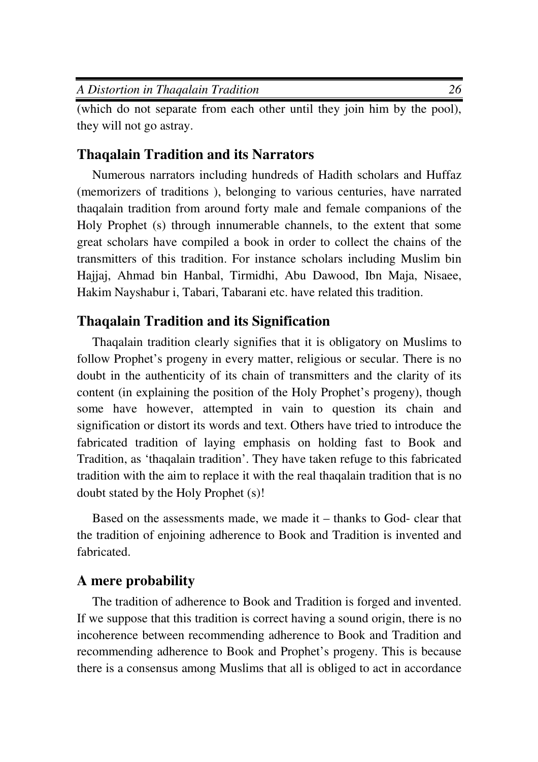(which do not separate from each other until they join him by the pool), they will not go astray.

## Thaqalain Tradition and its Narrators

Numerous narrators including hundreds of Hadith scholars and Huffaz (memorizers of traditions ), belonging to various centuries, have narrated thaqalain tradition from around forty male and female companions of the Holy Prophet (s) through innumerable channels, to the extent that some great scholars have compiled a book in order to collect the chains of the transmitters of this tradition. For instance scholars including Muslim bin Hajjaj, Ahmad bin Hanbal, Tirmidhi, Abu Dawood, Ibn Maja, Nisaee, Hakim Nayshabur i, Tabari, Tabarani etc. have related this tradition.

## Thaqalain Tradition and its Signification

Thaqalain tradition clearly signifies that it is obligatory on Muslims to follow Prophet's progeny in every matter, religious or secular. There is no doubt in the authenticity of its chain of transmitters and the clarity of its content (in explaining the position of the Holy Prophet's progeny), though some have however, attempted in vain to question its chain and signification or distort its words and text. Others have tried to introduce the fabricated tradition of laying emphasis on holding fast to Book and Tradition, as 'thaqalain tradition'. They have taken refuge to this fabricated tradition with the aim to replace it with the real thaqalain tradition that is no doubt stated by the Holy Prophet (s)!

Based on the assessments made, we made it – thanks to God- clear that the tradition of enjoining adherence to Book and Tradition is invented and fabricated.

## A mere probability

The tradition of adherence to Book and Tradition is forged and invented. If we suppose that this tradition is correct having a sound origin, there is no incoherence between recommending adherence to Book and Tradition and recommending adherence to Book and Prophet's progeny. This is because there is a consensus among Muslims that all is obliged to act in accordance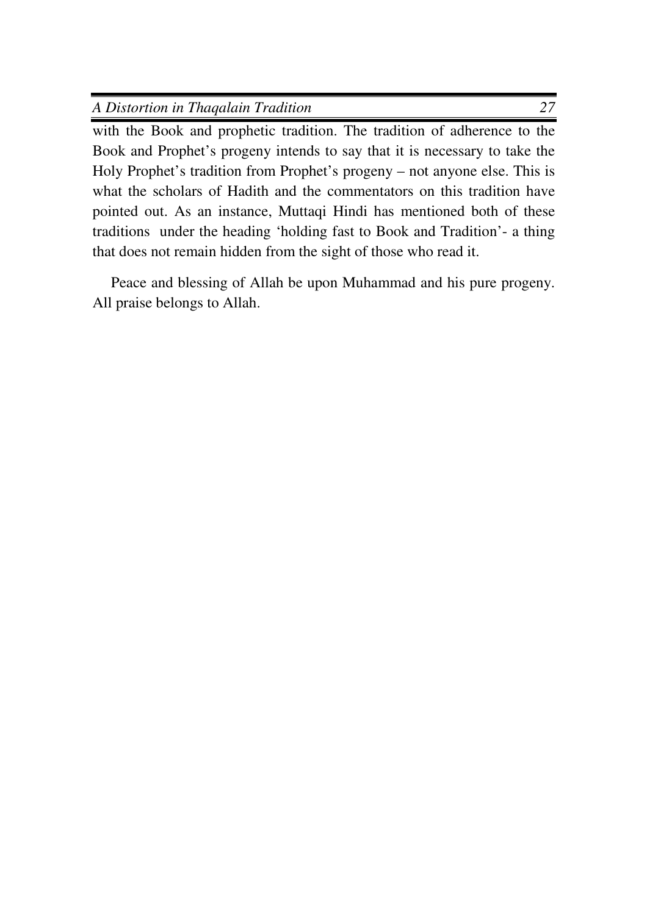with the Book and prophetic tradition. The tradition of adherence to the Book and Prophet's progeny intends to say that it is necessary to take the Holy Prophet's tradition from Prophet's progeny – not anyone else. This is what the scholars of Hadith and the commentators on this tradition have pointed out. As an instance, Muttaqi Hindi has mentioned both of these traditions under the heading 'holding fast to Book and Tradition'- a thing that does not remain hidden from the sight of those who read it.

Peace and blessing of Allah be upon Muhammad and his pure progeny. All praise belongs to Allah.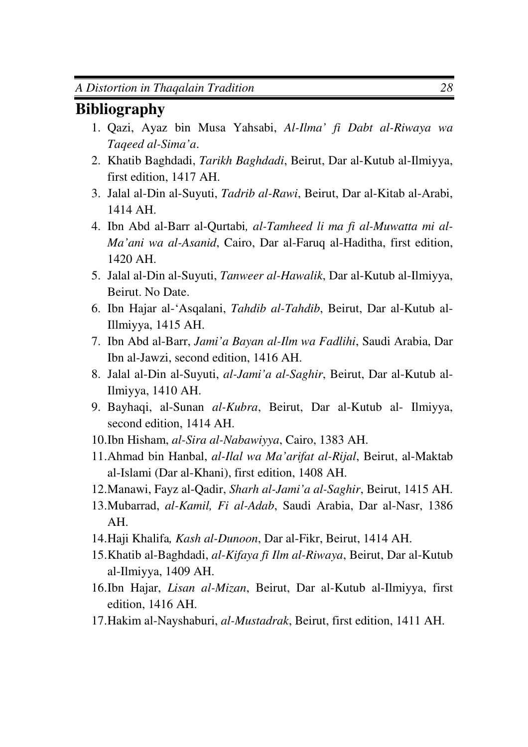## Bibliography

1. Qazi, Ayaz bin Musa Yahsabi, *Al-Ilma' fi Dabt al-Riwaya wa Taqeed al-Sima'a*.
2. Khatib Baghdadi, *Tarikh Baghdadi*, Beirut, Dar al-Kutub al-Ilmiyya, first edition, 1417 AH.
3. Jalal al-Din al-Suyuti, *Tadrib al-Rawi*, Beirut, Dar al-Kitab al-Arabi, 1414 AH.
4. Ibn Abd al-Barr al-Qurtabi*, al-Tamheed li ma fi al-Muwatta mi al-Ma'ani wa al-Asanid*, Cairo, Dar al-Faruq al-Haditha, first edition, 1420 AH.
5. Jalal al-Din al-Suyuti, *Tanweer al-Hawalik*, Dar al-Kutub al-Ilmiyya, Beirut. No Date.
6. Ibn Hajar al-'Asqalani, *Tahdib al-Tahdib*, Beirut, Dar al-Kutub al-Illmiyya, 1415 AH.
7. Ibn Abd al-Barr, *Jami'a Bayan al-Ilm wa Fadlihi*, Saudi Arabia, Dar Ibn al-Jawzi, second edition, 1416 AH.
8. Jalal al-Din al-Suyuti, *al-Jami'a al-Saghir*, Beirut, Dar al-Kutub al-Ilmiyya, 1410 AH.
9. Bayhaqi, al-Sunan *al-Kubra*, Beirut, Dar al-Kutub al- Ilmiyya, second edition, 1414 AH.
10. Ibn Hisham, *al-Sira al-Nabawiyya*, Cairo, 1383 AH.
11. Ahmad bin Hanbal, *al-Ilal wa Ma'arifat al-Rijal*, Beirut, al-Maktab al-Islami (Dar al-Khani), first edition, 1408 AH.
12. Manawi, Fayz al-Qadir, *Sharh al-Jami'a al-Saghir*, Beirut, 1415 AH.
13. Mubarrad, *al-Kamil, Fi al-Adab*, Saudi Arabia, Dar al-Nasr, 1386 AH.
14. Haji Khalifa*, Kash al-Dunoon*, Dar al-Fikr, Beirut, 1414 AH.
15. Khatib al-Baghdadi, *al-Kifaya fi Ilm al-Riwaya*, Beirut, Dar al-Kutub al-Ilmiyya, 1409 AH.
16. Ibn Hajar, *Lisan al-Mizan*, Beirut, Dar al-Kutub al-Ilmiyya, first edition, 1416 AH.
17. Hakim al-Nayshaburi, *al-Mustadrak*, Beirut, first edition, 1411 AH.